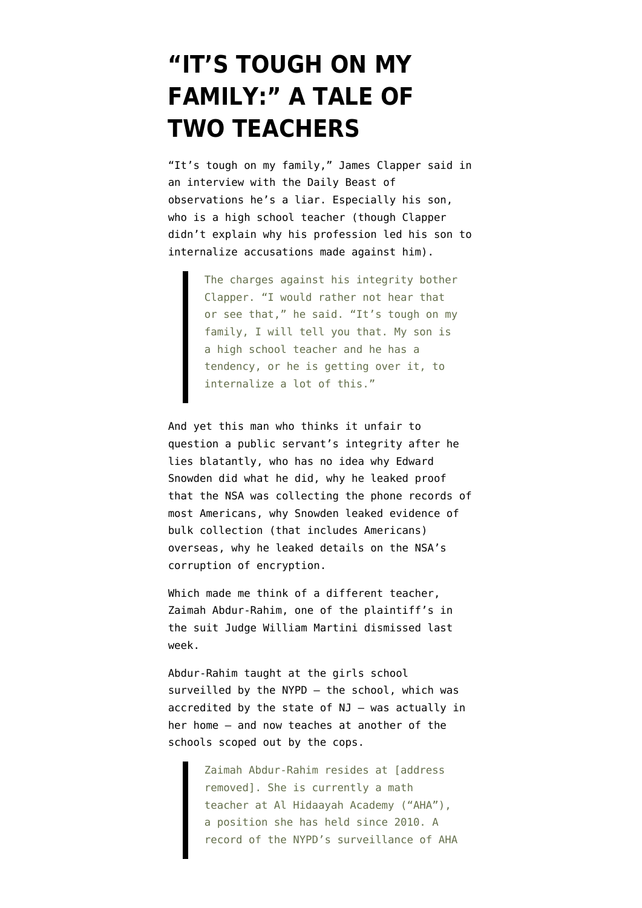# "IT'S TOUGH ON MY FAMILY:" A TALE OF TWO TEACHERS

"It's tough on my family," James Clapper said in an interview with the Daily Beast of observations he's a liar. Especially his son, who is a high school teacher (though Clapper didn't explain why his profession led his son to internalize accusations made against him).

> The charges against his integrity bother Clapper. "I would rather not hear that or see that," he said. "It's tough on my family, I will tell you that. My son is a high school teacher and he has a tendency, or he is getting over it, to internalize a lot of this."

And yet this man who thinks it unfair to question a public servant's integrity after he lies blatantly, who has no idea why Edward Snowden did what he did, why he leaked proof that the NSA was collecting the phone records of most Americans, why Snowden leaked evidence of bulk collection (that includes Americans) overseas, why he leaked details on the NSA's corruption of encryption.

Which made me think of a different teacher, Zaimah Abdur-Rahim, one of the plaintiff's in the suit Judge William Martini dismissed last week.

Abdur-Rahim taught at the girls school surveilled by the NYPD — the school, which was accredited by the state of NJ — was actually in her home — and now teaches at another of the schools scoped out by the cops.

> Zaimah Abdur-Rahim resides at [address removed]. She is currently a math teacher at Al Hidaayah Academy ("AHA"), a position she has held since 2010. A record of the NYPD's surveillance of AHA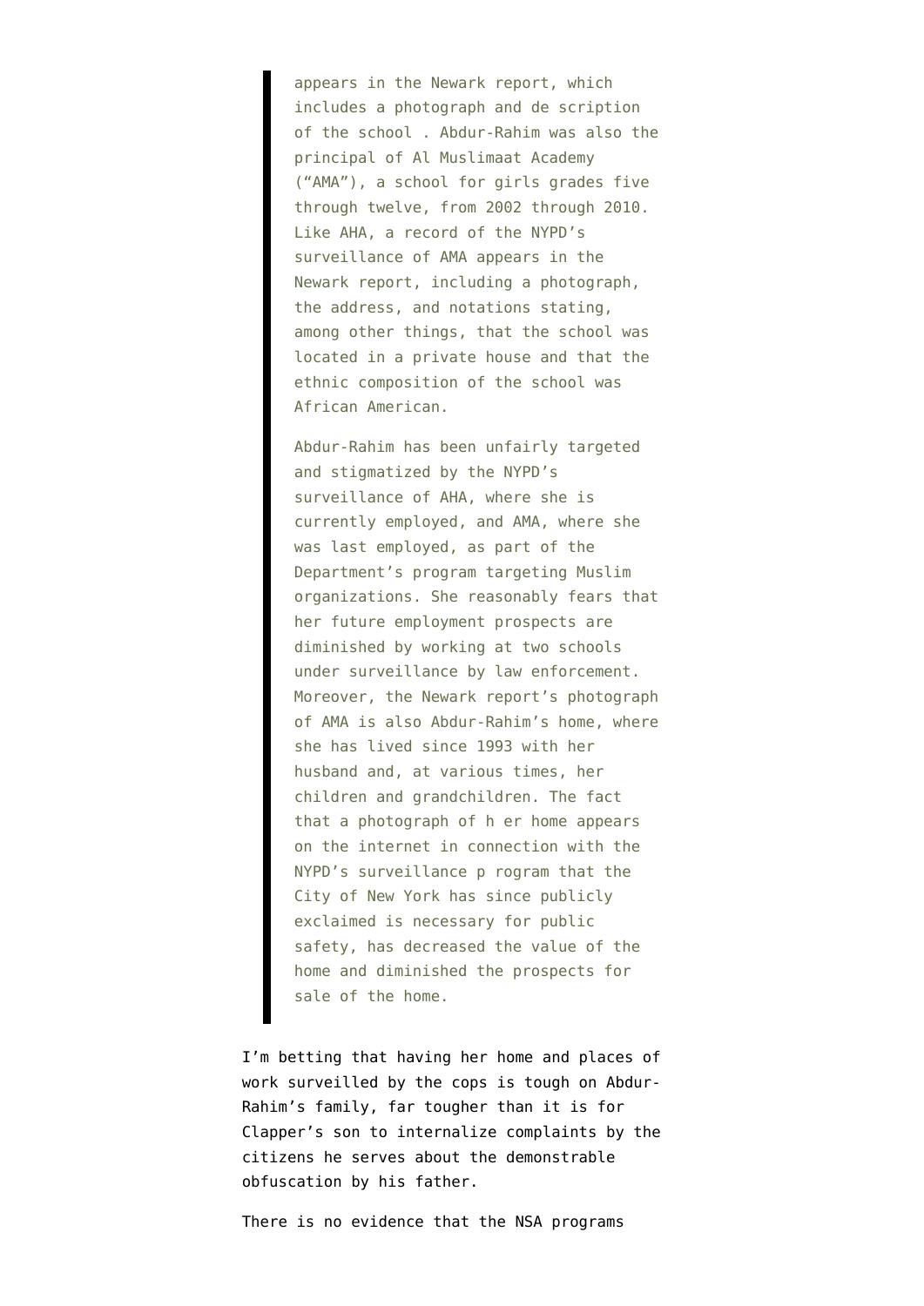> appears in the Newark report, which includes a photograph and de scription of the school . Abdur-Rahim was also the principal of Al Muslimaat Academy (“AMA”), a school for girls grades five through twelve, from 2002 through 2010. Like AHA, a record of the NYPD’s surveillance of AMA appears in the Newark report, including a photograph, the address, and notations stating, among other things, that the school was located in a private house and that the ethnic composition of the school was African American.
>
> Abdur-Rahim has been unfairly targeted and stigmatized by the NYPD’s surveillance of AHA, where she is currently employed, and AMA, where she was last employed, as part of the Department’s program targeting Muslim organizations. She reasonably fears that her future employment prospects are diminished by working at two schools under surveillance by law enforcement. Moreover, the Newark report’s photograph of AMA is also Abdur-Rahim’s home, where she has lived since 1993 with her husband and, at various times, her children and grandchildren. The fact that a photograph of h er home appears on the internet in connection with the NYPD’s surveillance p rogram that the City of New York has since publicly exclaimed is necessary for public safety, has decreased the value of the home and diminished the prospects for sale of the home.

I’m betting that having her home and places of work surveilled by the cops is tough on Abdur-Rahim’s family, far tougher than it is for Clapper’s son to internalize complaints by the citizens he serves about the demonstrable obfuscation by his father.

There is no evidence that the NSA programs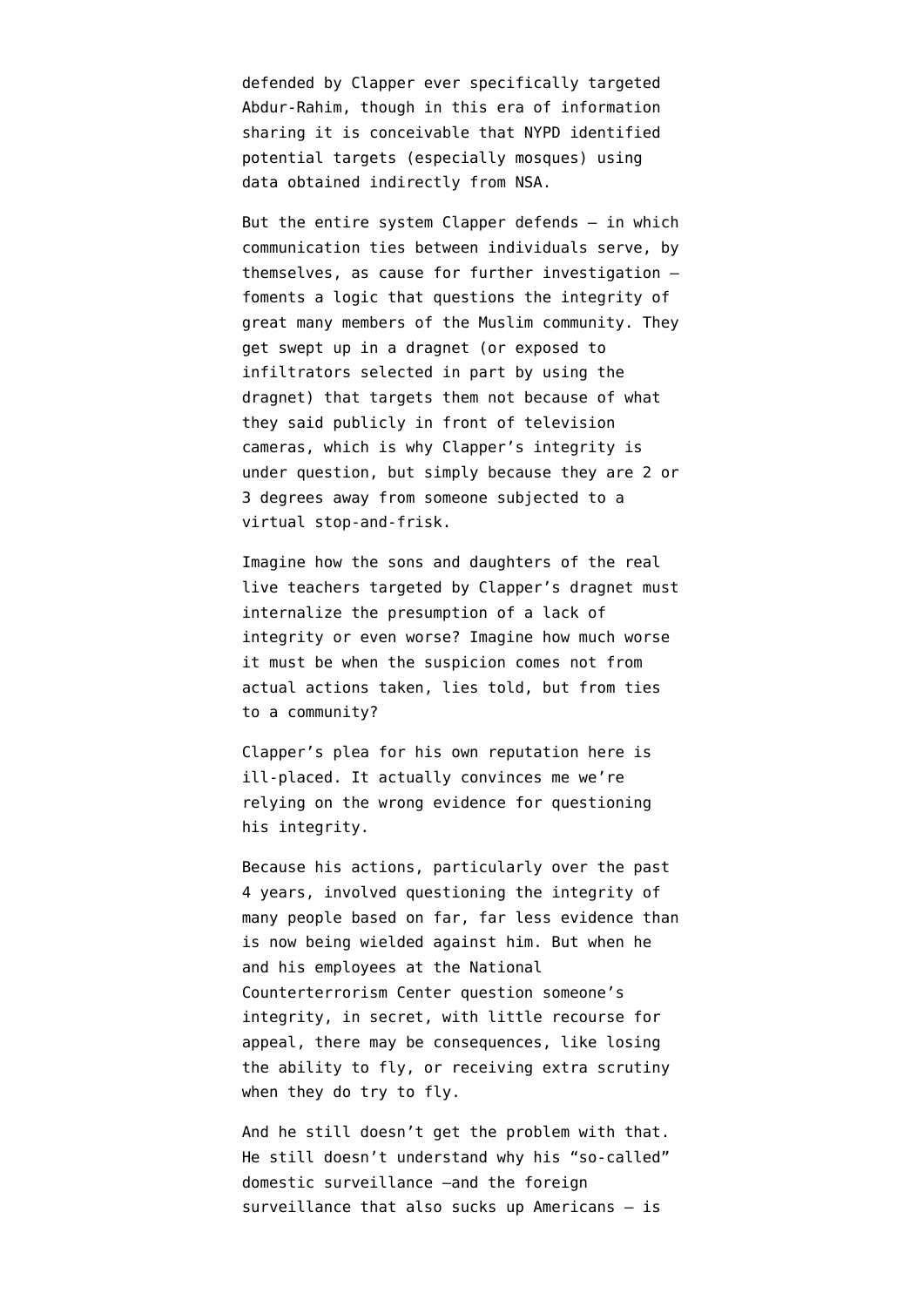defended by Clapper ever specifically targeted Abdur-Rahim, though in this era of information sharing it is conceivable that NYPD identified potential targets (especially mosques) using data obtained indirectly from NSA.

But the entire system Clapper defends — in which communication ties between individuals serve, by themselves, as cause for further investigation — foments a logic that questions the integrity of great many members of the Muslim community. They get swept up in a dragnet (or exposed to infiltrators selected in part by using the dragnet) that targets them not because of what they said publicly in front of television cameras, which is why Clapper's integrity is under question, but simply because they are 2 or 3 degrees away from someone subjected to a virtual stop-and-frisk.

Imagine how the sons and daughters of the real live teachers targeted by Clapper's dragnet must internalize the presumption of a lack of integrity or even worse? Imagine how much worse it must be when the suspicion comes not from actual actions taken, lies told, but from ties to a community?

Clapper's plea for his own reputation here is ill-placed. It actually convinces me we're relying on the wrong evidence for questioning his integrity.

Because his actions, particularly over the past 4 years, involved questioning the integrity of many people based on far, far less evidence than is now being wielded against him. But when he and his employees at the National Counterterrorism Center question someone's integrity, in secret, with little recourse for appeal, there may be consequences, like losing the ability to fly, or receiving extra scrutiny when they do try to fly.

And he still doesn't get the problem with that. He still doesn't understand why his "so-called" domestic surveillance —and the foreign surveillance that also sucks up Americans — is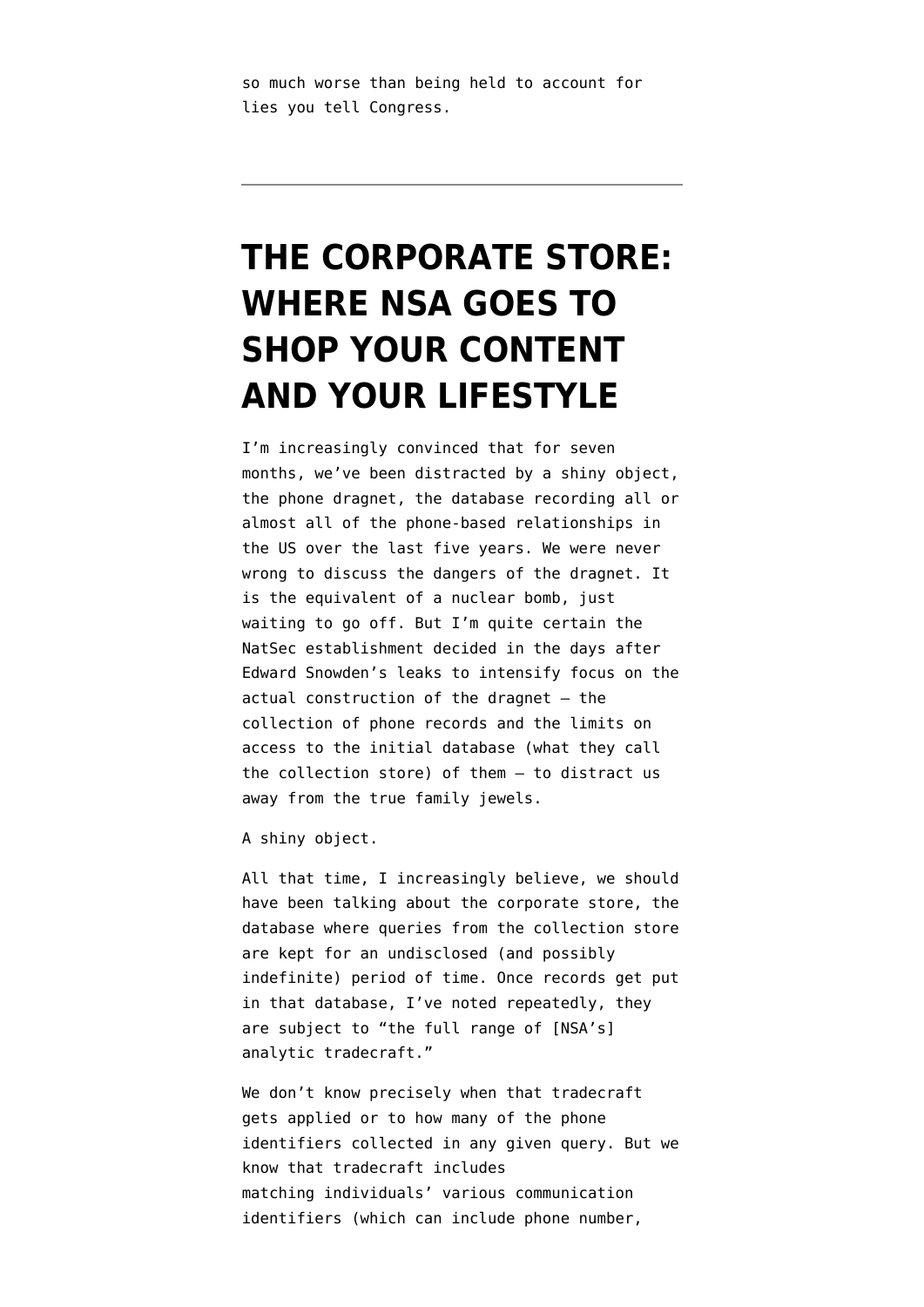so much worse than being held to account for lies you tell Congress.

---

# THE CORPORATE STORE: WHERE NSA GOES TO SHOP YOUR CONTENT AND YOUR LIFESTYLE

I'm increasingly convinced that for seven months, we've been distracted by a shiny object, the phone dragnet, the database recording all or almost all of the phone-based relationships in the US over the last five years. We were never wrong to discuss the dangers of the dragnet. It is the equivalent of a nuclear bomb, just waiting to go off. But I'm quite certain the NatSec establishment decided in the days after Edward Snowden's leaks to intensify focus on the actual construction of the dragnet — the collection of phone records and the limits on access to the initial database (what they call the collection store) of them — to distract us away from the true family jewels.

A shiny object.

All that time, I increasingly believe, we should have been talking about the corporate store, the database where queries from the collection store are kept for an undisclosed (and possibly indefinite) period of time. Once records get put in that database, I've noted repeatedly, they are subject to "the full range of [NSA's] analytic tradecraft."

We don't know precisely when that tradecraft gets applied or to how many of the phone identifiers collected in any given query. But we know that tradecraft includes matching individuals' various communication identifiers (which can include phone number,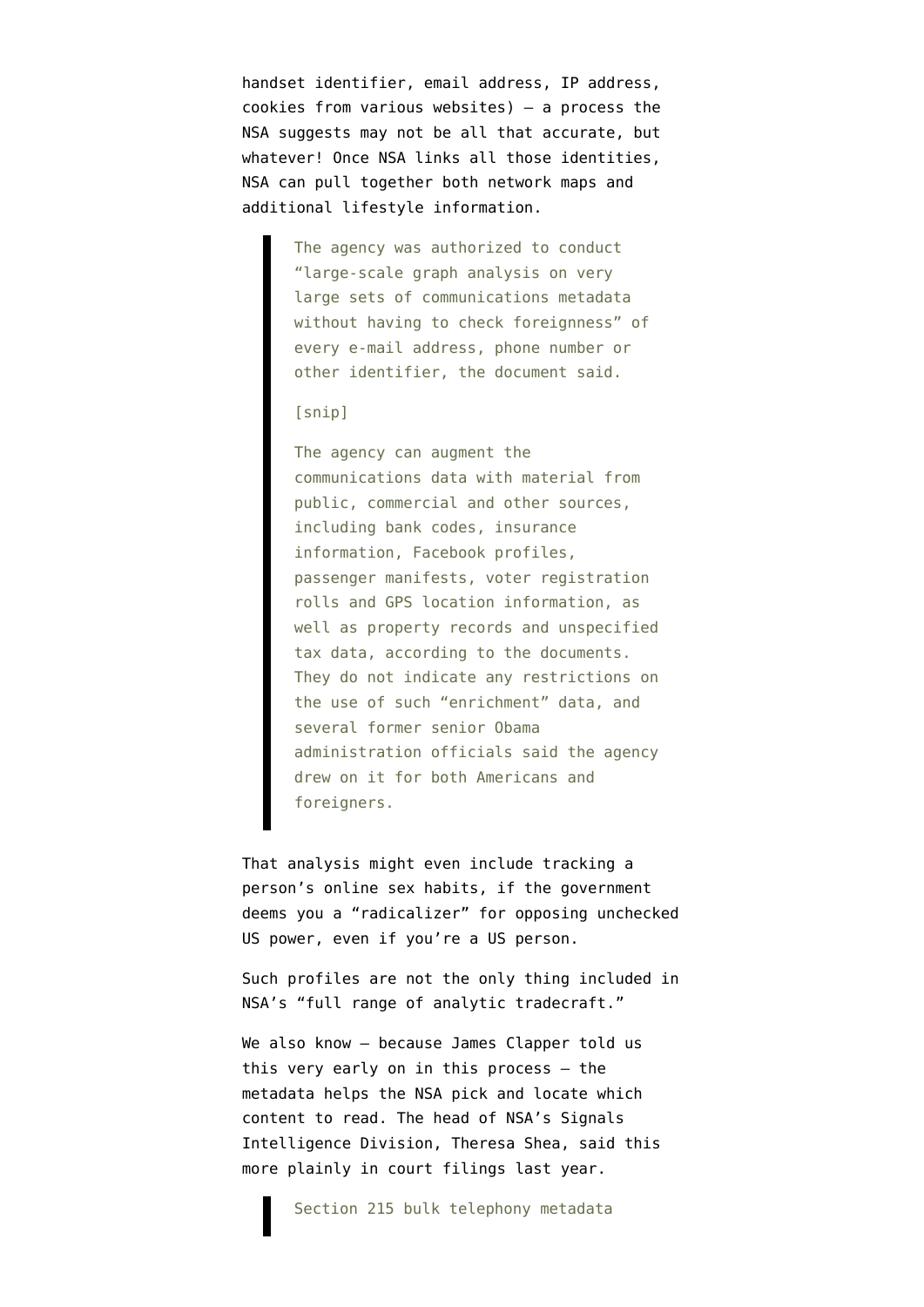handset identifier, email address, IP address, cookies from various websites) — a process the NSA suggests may not be all that accurate, but whatever! Once NSA links all those identities, NSA can pull together both network maps and additional lifestyle information.

> The agency was authorized to conduct "large-scale graph analysis on very large sets of communications metadata without having to check foreignness" of every e-mail address, phone number or other identifier, the document said.
>
> [snip]
>
> The agency can augment the communications data with material from public, commercial and other sources, including bank codes, insurance information, Facebook profiles, passenger manifests, voter registration rolls and GPS location information, as well as property records and unspecified tax data, according to the documents. They do not indicate any restrictions on the use of such "enrichment" data, and several former senior Obama administration officials said the agency drew on it for both Americans and foreigners.

That analysis might even include tracking a person's online sex habits, if the government deems you a "radicalizer" for opposing unchecked US power, even if you're a US person.

Such profiles are not the only thing included in NSA's "full range of analytic tradecraft."

We also know — because James Clapper told us this very early on in this process — the metadata helps the NSA pick and locate which content to read. The head of NSA's Signals Intelligence Division, Theresa Shea, said this more plainly in court filings last year.

> Section 215 bulk telephony metadata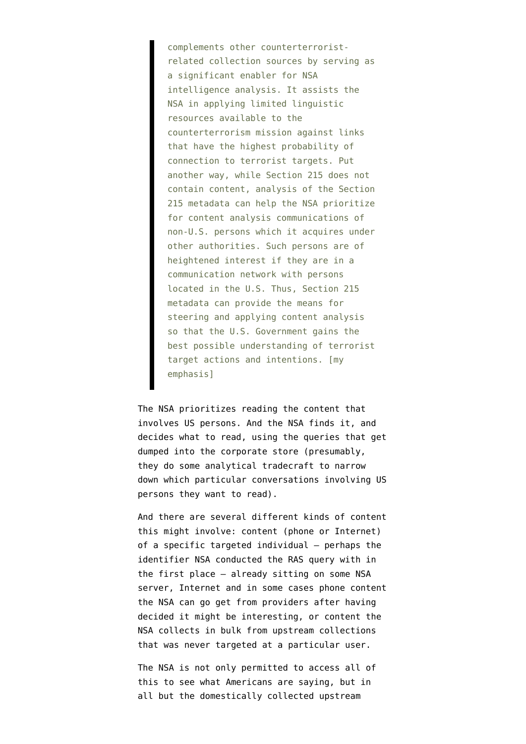> complements other counterterrorist-related collection sources by serving as a significant enabler for NSA intelligence analysis. It assists the NSA in applying limited linguistic resources available to the counterterrorism mission against links that have the highest probability of connection to terrorist targets. Put another way, while Section 215 does not contain content, analysis of the Section 215 metadata can help the NSA prioritize for content analysis communications of non-U.S. persons which it acquires under other authorities. Such persons are of heightened interest if they are in a communication network with persons located in the U.S. Thus, Section 215 metadata can provide the means for steering and applying content analysis so that the U.S. Government gains the best possible understanding of terrorist target actions and intentions. [my emphasis]

The NSA prioritizes reading the content that involves US persons. And the NSA finds it, and decides what to read, using the queries that get dumped into the corporate store (presumably, they do some analytical tradecraft to narrow down which particular conversations involving US persons they want to read).

And there are several different kinds of content this might involve: content (phone or Internet) of a specific targeted individual — perhaps the identifier NSA conducted the RAS query with in the first place — already sitting on some NSA server, Internet and in some cases phone content the NSA can go get from providers after having decided it might be interesting, or content the NSA collects in bulk from upstream collections that was never targeted at a particular user.

The NSA is not only permitted to access all of this to see what Americans are saying, but in all but the domestically collected upstream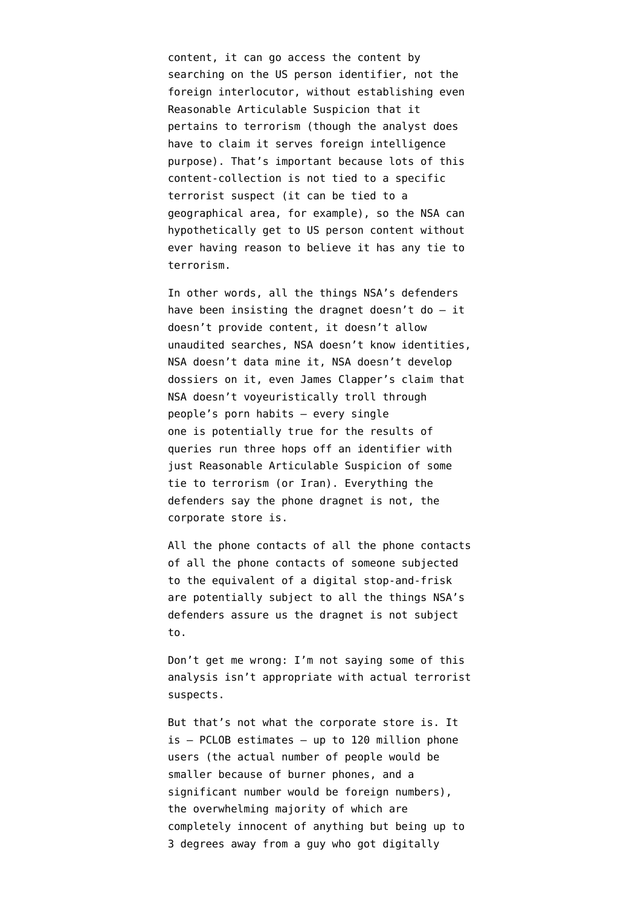content, it can go access the content by searching on the US person identifier, not the foreign interlocutor, without establishing even Reasonable Articulable Suspicion that it pertains to terrorism (though the analyst does have to claim it serves foreign intelligence purpose). That's important because lots of this content-collection is not tied to a specific terrorist suspect (it can be tied to a geographical area, for example), so the NSA can hypothetically get to US person content without ever having reason to believe it has any tie to terrorism.

In other words, all the things NSA's defenders have been insisting the dragnet doesn't do – it doesn't provide content, it doesn't allow unaudited searches, NSA doesn't know identities, NSA doesn't data mine it, NSA doesn't develop dossiers on it, even James Clapper's claim that NSA doesn't voyeuristically troll through people's porn habits – every single one is potentially true for the results of queries run three hops off an identifier with just Reasonable Articulable Suspicion of some tie to terrorism (or Iran). Everything the defenders say the phone dragnet is not, the corporate store is.

All the phone contacts of all the phone contacts of all the phone contacts of someone subjected to the equivalent of a digital stop-and-frisk are potentially subject to all the things NSA's defenders assure us the dragnet is not subject to.

Don't get me wrong: I'm not saying some of this analysis isn't appropriate with actual terrorist suspects.

But that's not what the corporate store is. It is – PCLOB estimates – up to 120 million phone users (the actual number of people would be smaller because of burner phones, and a significant number would be foreign numbers), the overwhelming majority of which are completely innocent of anything but being up to 3 degrees away from a guy who got digitally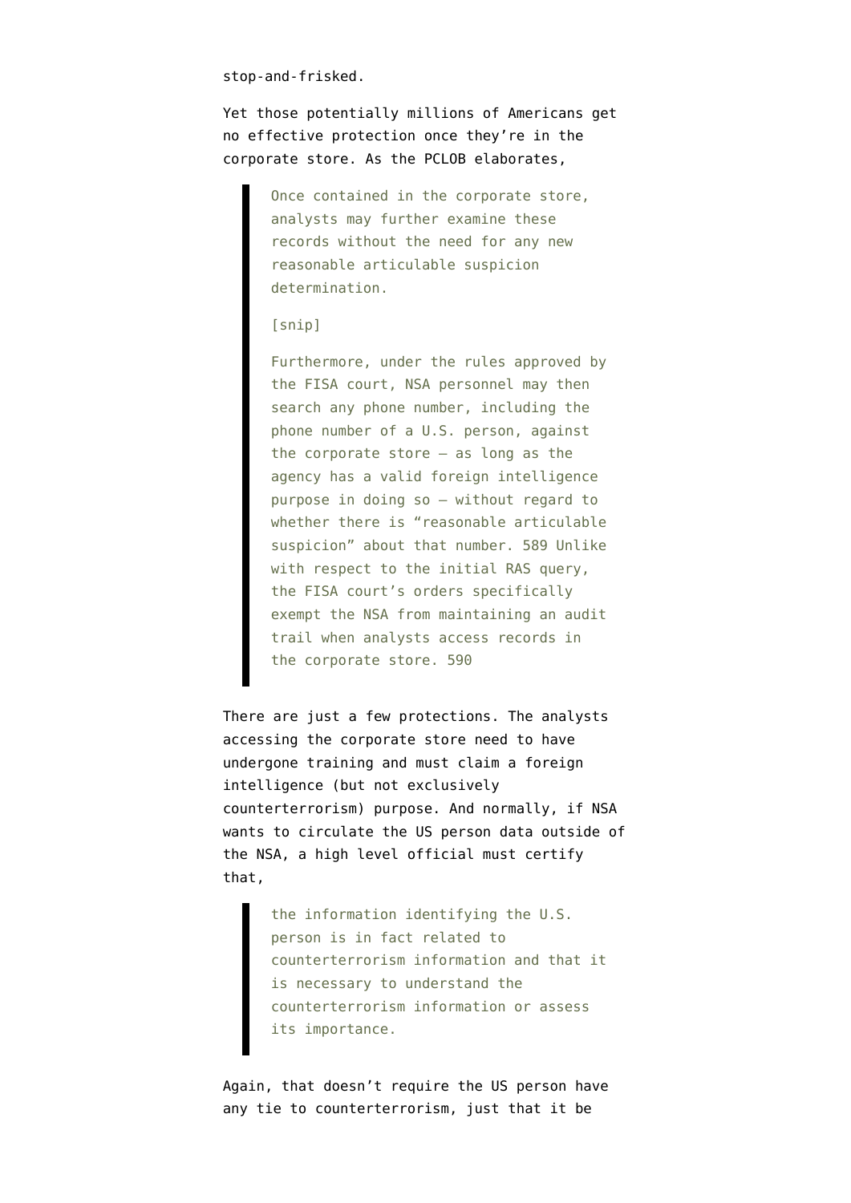stop-and-frisked.

Yet those potentially millions of Americans get no effective protection once they're in the corporate store. As the PCLOB elaborates,

> Once contained in the corporate store, analysts may further examine these records without the need for any new reasonable articulable suspicion determination.
>
> [snip]
>
> Furthermore, under the rules approved by the FISA court, NSA personnel may then search any phone number, including the phone number of a U.S. person, against the corporate store — as long as the agency has a valid foreign intelligence purpose in doing so — without regard to whether there is "reasonable articulable suspicion" about that number. 589 Unlike with respect to the initial RAS query, the FISA court's orders specifically exempt the NSA from maintaining an audit trail when analysts access records in the corporate store. 590

There are just a few protections. The analysts accessing the corporate store need to have undergone training and must claim a foreign intelligence (but not exclusively counterterrorism) purpose. And normally, if NSA wants to circulate the US person data outside of the NSA, a high level official must certify that,

> the information identifying the U.S. person is in fact related to counterterrorism information and that it is necessary to understand the counterterrorism information or assess its importance.

Again, that doesn't require the US person have any tie to counterterrorism, just that it be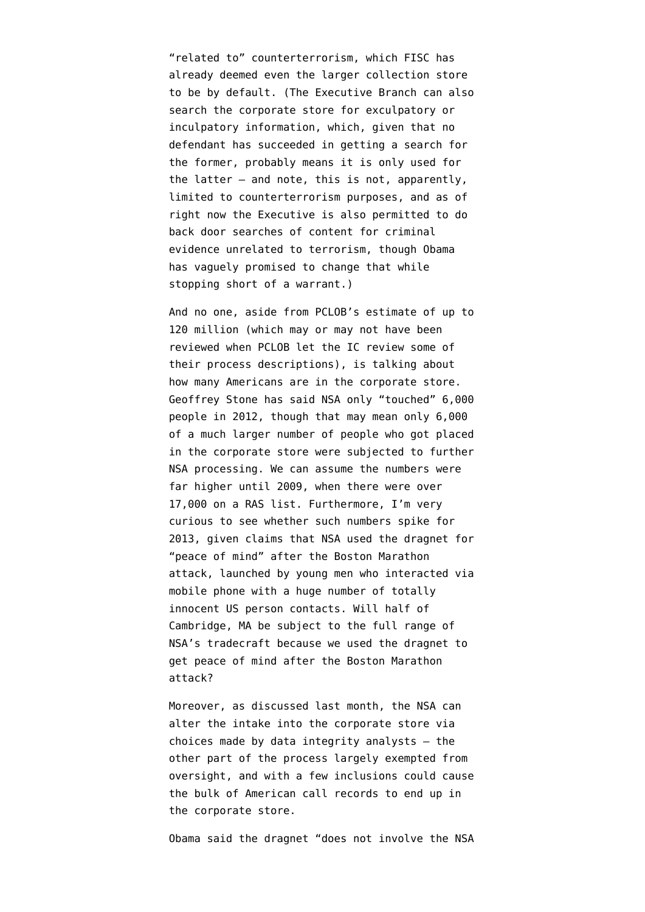"related to" counterterrorism, which FISC has already deemed even the larger collection store to be by default. (The Executive Branch can also search the corporate store for exculpatory or inculpatory information, which, given that no defendant has succeeded in getting a search for the former, probably means it is only used for the latter — and note, this is not, apparently, limited to counterterrorism purposes, and as of right now the Executive is also permitted to do back door searches of content for criminal evidence unrelated to terrorism, though Obama has vaguely promised to change that while stopping short of a warrant.)

And no one, aside from PCLOB's estimate of up to 120 million (which may or may not have been reviewed when PCLOB let the IC review some of their process descriptions), is talking about how many Americans are in the corporate store. Geoffrey Stone has said NSA only "touched" 6,000 people in 2012, though that may mean only 6,000 of a much larger number of people who got placed in the corporate store were subjected to further NSA processing. We can assume the numbers were far higher until 2009, when there were over 17,000 on a RAS list. Furthermore, I'm very curious to see whether such numbers spike for 2013, given claims that NSA used the dragnet for "peace of mind" after the Boston Marathon attack, launched by young men who interacted via mobile phone with a huge number of totally innocent US person contacts. Will half of Cambridge, MA be subject to the full range of NSA's tradecraft because we used the dragnet to get peace of mind after the Boston Marathon attack?

Moreover, as discussed last month, the NSA can alter the intake into the corporate store via choices made by data integrity analysts — the other part of the process largely exempted from oversight, and with a few inclusions could cause the bulk of American call records to end up in the corporate store.

Obama said the dragnet "does not involve the NSA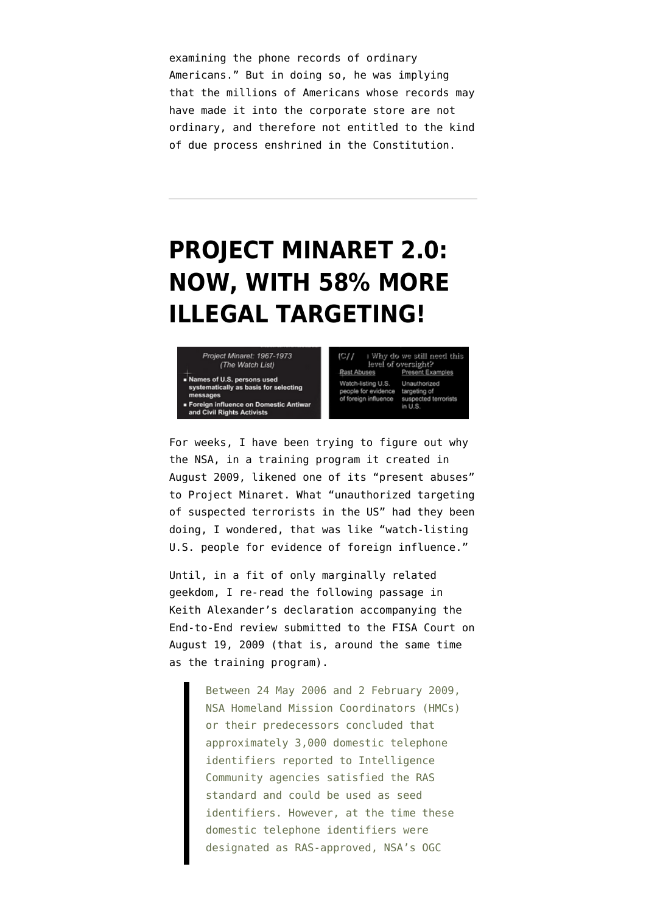examining the phone records of ordinary Americans." But in doing so, he was implying that the millions of Americans whose records may have made it into the corporate store are not ordinary, and therefore not entitled to the kind of due process enshrined in the Constitution.

---

# PROJECT MINARET 2.0: NOW, WITH 58% MORE ILLEGAL TARGETING!

Project Minaret: 1967-1973
(The Watch List)

- Names of U.S. persons used systematically as basis for selecting messages
- Foreign influence on Domestic Antiwar and Civil Rights Activists

(C// ) Why do we still need this level of oversight?

| Past Abuses | Present Examples |
| --- | --- |
| Watch-listing U.S. people for evidence of foreign influence | Unauthorized targeting of suspected terrorists in U.S. |

For weeks, I have been trying to figure out why the NSA, in a training program it created in August 2009, likened one of its "present abuses" to Project Minaret. What "unauthorized targeting of suspected terrorists in the US" had they been doing, I wondered, that was like "watch-listing U.S. people for evidence of foreign influence."

Until, in a fit of only marginally related geekdom, I re-read the following passage in Keith Alexander's declaration accompanying the End-to-End review submitted to the FISA Court on August 19, 2009 (that is, around the same time as the training program).

> Between 24 May 2006 and 2 February 2009, NSA Homeland Mission Coordinators (HMCs) or their predecessors concluded that approximately 3,000 domestic telephone identifiers reported to Intelligence Community agencies satisfied the RAS standard and could be used as seed identifiers. However, at the time these domestic telephone identifiers were designated as RAS-approved, NSA's OGC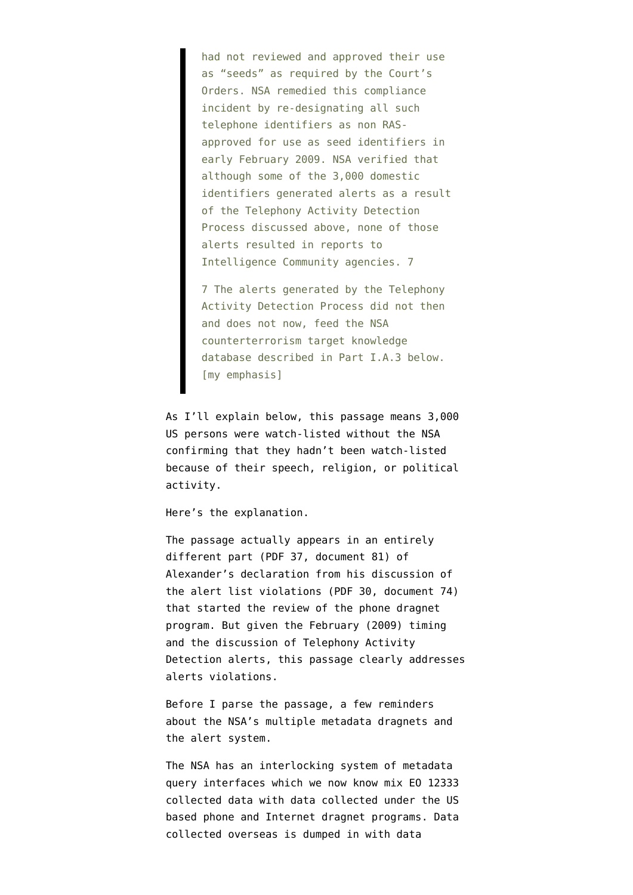> had not reviewed and approved their use as "seeds" as required by the Court's Orders. NSA remedied this compliance incident by re-designating all such telephone identifiers as non RAS-approved for use as seed identifiers in early February 2009. NSA verified that although some of the 3,000 domestic identifiers generated alerts as a result of the Telephony Activity Detection Process discussed above, none of those alerts resulted in reports to Intelligence Community agencies. 7
>
> 7 The alerts generated by the Telephony Activity Detection Process did not then and does not now, feed the NSA counterterrorism target knowledge database described in Part I.A.3 below. [my emphasis]

As I'll explain below, this passage means 3,000 US persons were watch-listed without the NSA confirming that they hadn't been watch-listed because of their speech, religion, or political activity.

Here's the explanation.

The passage actually appears in an entirely different part (PDF 37, document 81) of Alexander's declaration from his discussion of the alert list violations (PDF 30, document 74) that started the review of the phone dragnet program. But given the February (2009) timing and the discussion of Telephony Activity Detection alerts, this passage clearly addresses alerts violations.

Before I parse the passage, a few reminders about the NSA's multiple metadata dragnets and the alert system.

The NSA has an interlocking system of metadata query interfaces which we now know mix EO 12333 collected data with data collected under the US based phone and Internet dragnet programs. Data collected overseas is dumped in with data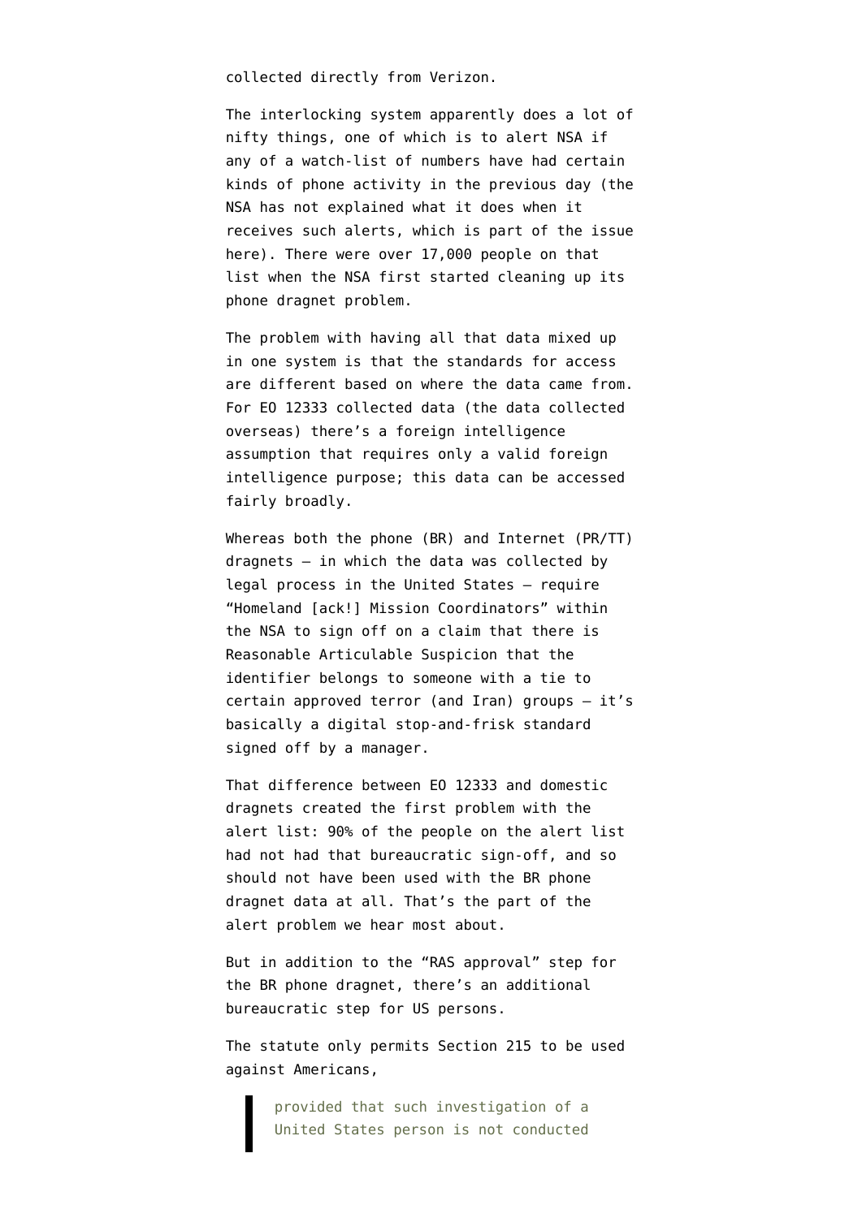collected directly from Verizon.

The interlocking system apparently does a lot of nifty things, one of which is to alert NSA if any of a watch-list of numbers have had certain kinds of phone activity in the previous day (the NSA has not explained what it does when it receives such alerts, which is part of the issue here). There were over 17,000 people on that list when the NSA first started cleaning up its phone dragnet problem.

The problem with having all that data mixed up in one system is that the standards for access are different based on where the data came from. For EO 12333 collected data (the data collected overseas) there's a foreign intelligence assumption that requires only a valid foreign intelligence purpose; this data can be accessed fairly broadly.

Whereas both the phone (BR) and Internet (PR/TT) dragnets — in which the data was collected by legal process in the United States — require "Homeland [ack!] Mission Coordinators" within the NSA to sign off on a claim that there is Reasonable Articulable Suspicion that the identifier belongs to someone with a tie to certain approved terror (and Iran) groups — it's basically a digital stop-and-frisk standard signed off by a manager.

That difference between EO 12333 and domestic dragnets created the first problem with the alert list: 90% of the people on the alert list had not had that bureaucratic sign-off, and so should not have been used with the BR phone dragnet data at all. That's the part of the alert problem we hear most about.

But in addition to the "RAS approval" step for the BR phone dragnet, there's an additional bureaucratic step for US persons.

The statute only permits Section 215 to be used against Americans,

> provided that such investigation of a United States person is not conducted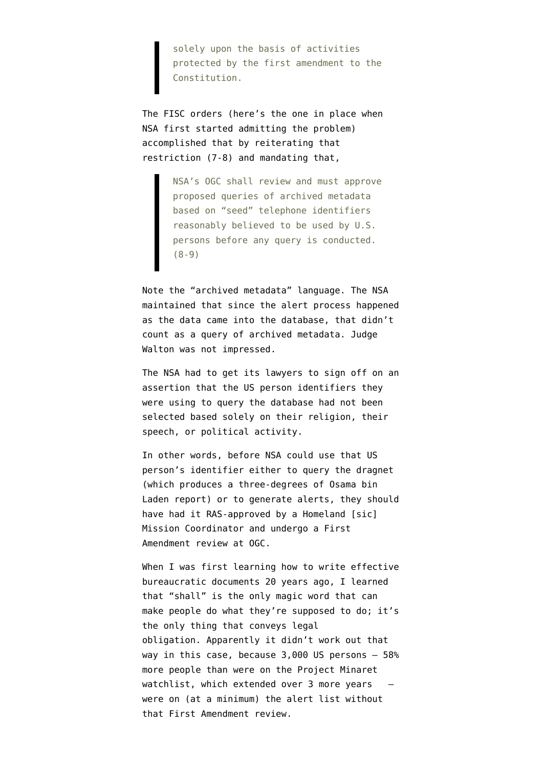> solely upon the basis of activities protected by the first amendment to the Constitution.

The FISC orders (here's the one in place when NSA first started admitting the problem) accomplished that by reiterating that restriction (7-8) and mandating that,

> NSA's OGC shall review and must approve proposed queries of archived metadata based on "seed" telephone identifiers reasonably believed to be used by U.S. persons before any query is conducted. (8-9)

Note the "archived metadata" language. The NSA maintained that since the alert process happened as the data came into the database, that didn't count as a query of archived metadata. Judge Walton was not impressed.

The NSA had to get its lawyers to sign off on an assertion that the US person identifiers they were using to query the database had not been selected based solely on their religion, their speech, or political activity.

In other words, before NSA could use that US person's identifier either to query the dragnet (which produces a three-degrees of Osama bin Laden report) or to generate alerts, they should have had it RAS-approved by a Homeland [sic] Mission Coordinator and undergo a First Amendment review at OGC.

When I was first learning how to write effective bureaucratic documents 20 years ago, I learned that "shall" is the only magic word that can make people do what they're supposed to do; it's the only thing that conveys legal obligation. Apparently it didn't work out that way in this case, because 3,000 US persons — 58% more people than were on the Project Minaret watchlist, which extended over 3 more years — were on (at a minimum) the alert list without that First Amendment review.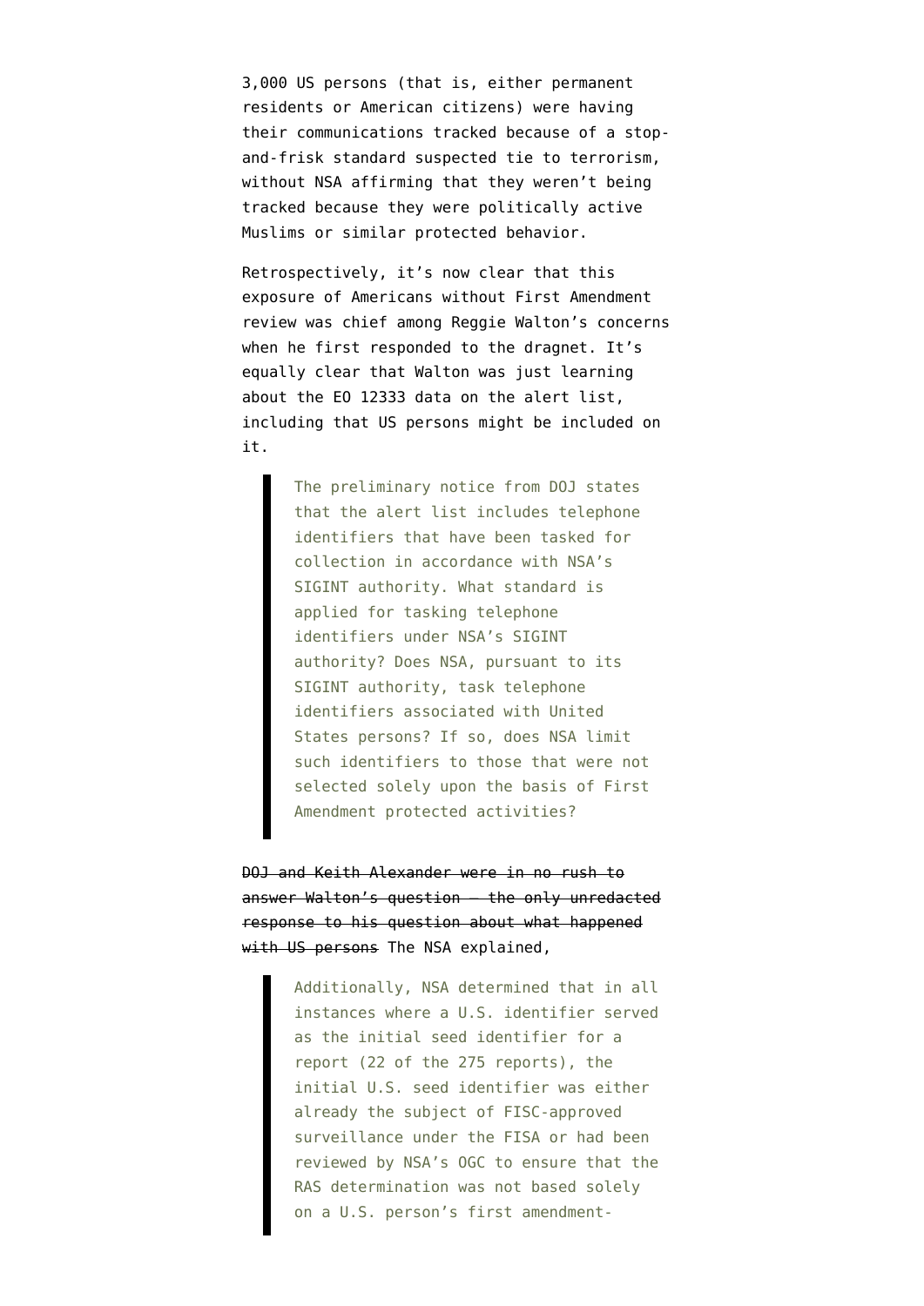3,000 US persons (that is, either permanent residents or American citizens) were having their communications tracked because of a stop-and-frisk standard suspected tie to terrorism, without NSA affirming that they weren't being tracked because they were politically active Muslims or similar protected behavior.

Retrospectively, it's now clear that this exposure of Americans without First Amendment review was chief among Reggie Walton's concerns when he first responded to the dragnet. It's equally clear that Walton was just learning about the EO 12333 data on the alert list, including that US persons might be included on it.

> The preliminary notice from DOJ states that the alert list includes telephone identifiers that have been tasked for collection in accordance with NSA's SIGINT authority. What standard is applied for tasking telephone identifiers under NSA's SIGINT authority? Does NSA, pursuant to its SIGINT authority, task telephone identifiers associated with United States persons? If so, does NSA limit such identifiers to those that were not selected solely upon the basis of First Amendment protected activities?

~~DOJ and Keith Alexander were in no rush to answer Walton's question — the only unredacted response to his question about what happened with US persons~~ The NSA explained,

> Additionally, NSA determined that in all instances where a U.S. identifier served as the initial seed identifier for a report (22 of the 275 reports), the initial U.S. seed identifier was either already the subject of FISC-approved surveillance under the FISA or had been reviewed by NSA's OGC to ensure that the RAS determination was not based solely on a U.S. person's first amendment-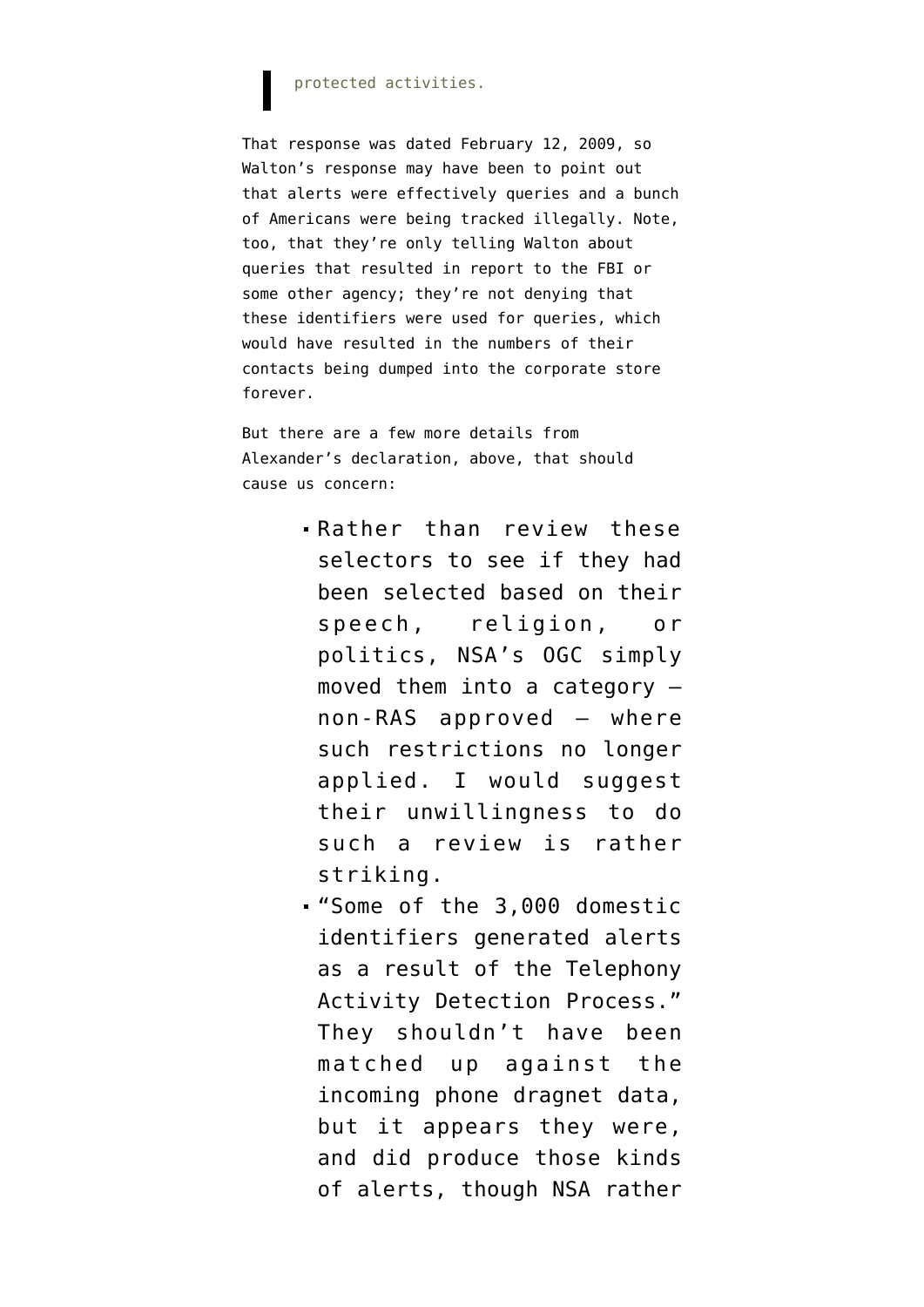> protected activities.

That response was dated February 12, 2009, so Walton's response may have been to point out that alerts were effectively queries and a bunch of Americans were being tracked illegally. Note, too, that they're only telling Walton about queries that resulted in report to the FBI or some other agency; they're not denying that these identifiers were used for queries, which would have resulted in the numbers of their contacts being dumped into the corporate store forever.

But there are a few more details from Alexander's declaration, above, that should cause us concern:

- Rather than review these selectors to see if they had been selected based on their speech, religion, or politics, NSA's OGC simply moved them into a category — non-RAS approved — where such restrictions no longer applied. I would suggest their unwillingness to do such a review is rather striking.
- "Some of the 3,000 domestic identifiers generated alerts as a result of the Telephony Activity Detection Process." They shouldn't have been matched up against the incoming phone dragnet data, but it appears they were, and did produce those kinds of alerts, though NSA rather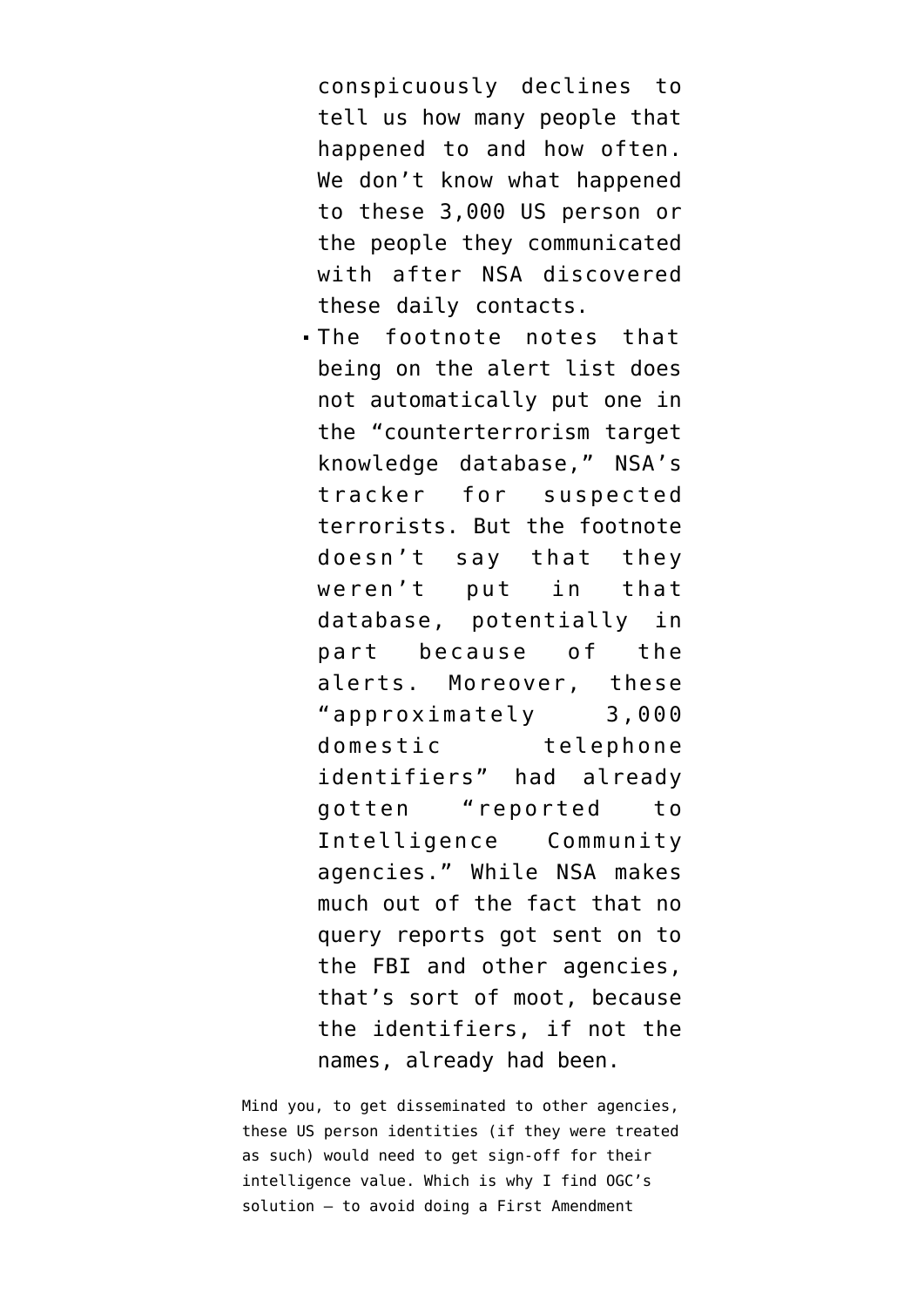conspicuously declines to tell us how many people that happened to and how often. We don't know what happened to these 3,000 US person or the people they communicated with after NSA discovered these daily contacts.

- The footnote notes that being on the alert list does not automatically put one in the "counterterrorism target knowledge database," NSA's tracker for suspected terrorists. But the footnote doesn't say that they weren't put in that database, potentially in part because of the alerts. Moreover, these "approximately 3,000 domestic telephone identifiers" had already gotten "reported to Intelligence Community agencies." While NSA makes much out of the fact that no query reports got sent on to the FBI and other agencies, that's sort of moot, because the identifiers, if not the names, already had been.

Mind you, to get disseminated to other agencies, these US person identities (if they were treated as such) would need to get sign-off for their intelligence value. Which is why I find OGC's solution — to avoid doing a First Amendment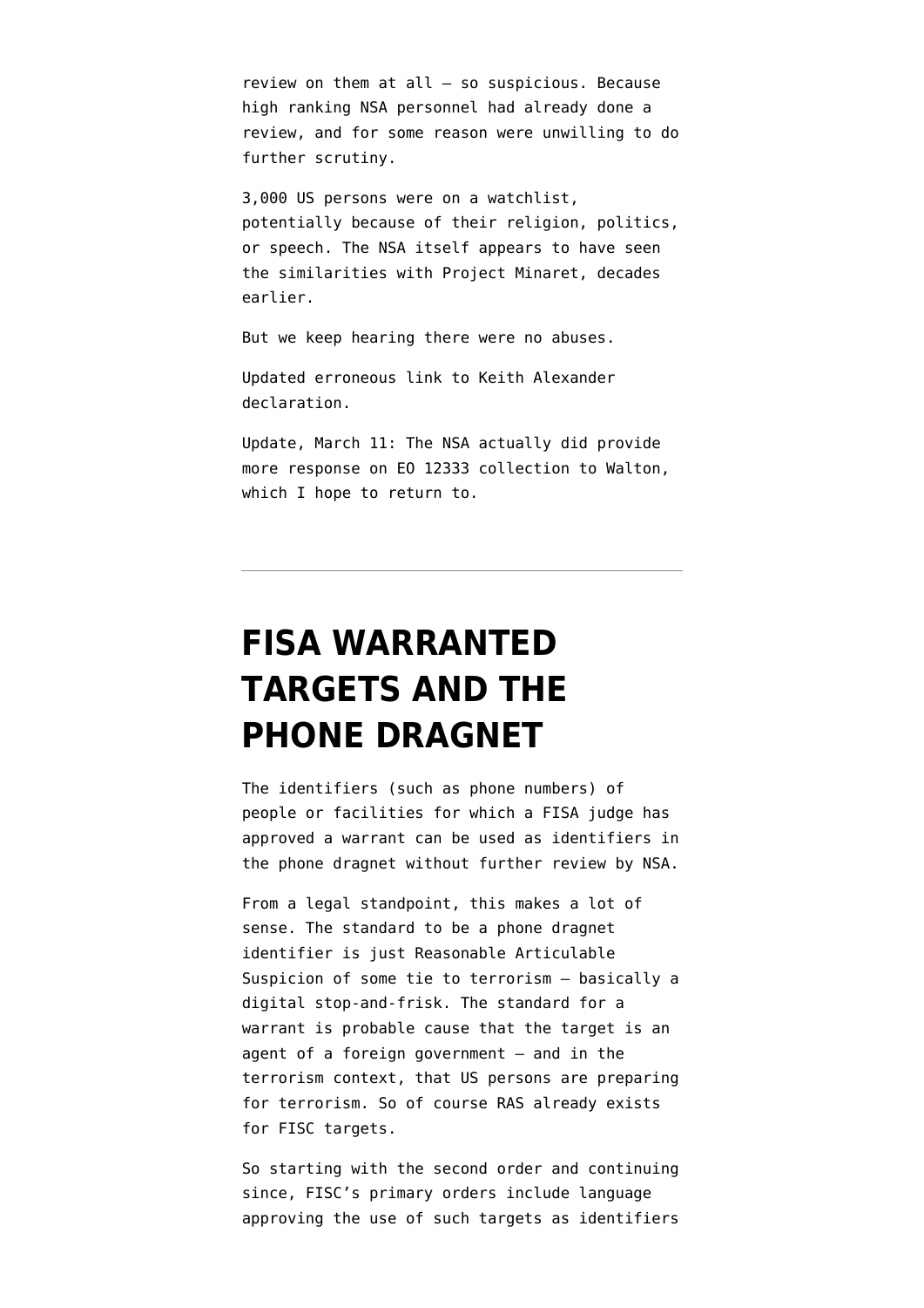review on them at all — so suspicious. Because high ranking NSA personnel had already done a review, and for some reason were unwilling to do further scrutiny.

3,000 US persons were on a watchlist, potentially because of their religion, politics, or speech. The NSA itself appears to have seen the similarities with Project Minaret, decades earlier.

But we keep hearing there were no abuses.

Updated erroneous link to Keith Alexander declaration.

Update, March 11: The NSA actually did provide more response on EO 12333 collection to Walton, which I hope to return to.

---

# FISA WARRANTED TARGETS AND THE PHONE DRAGNET

The identifiers (such as phone numbers) of people or facilities for which a FISA judge has approved a warrant can be used as identifiers in the phone dragnet without further review by NSA.

From a legal standpoint, this makes a lot of sense. The standard to be a phone dragnet identifier is just Reasonable Articulable Suspicion of some tie to terrorism — basically a digital stop-and-frisk. The standard for a warrant is probable cause that the target is an agent of a foreign government — and in the terrorism context, that US persons are preparing for terrorism. So of course RAS already exists for FISC targets.

So starting with the second order and continuing since, FISC's primary orders include language approving the use of such targets as identifiers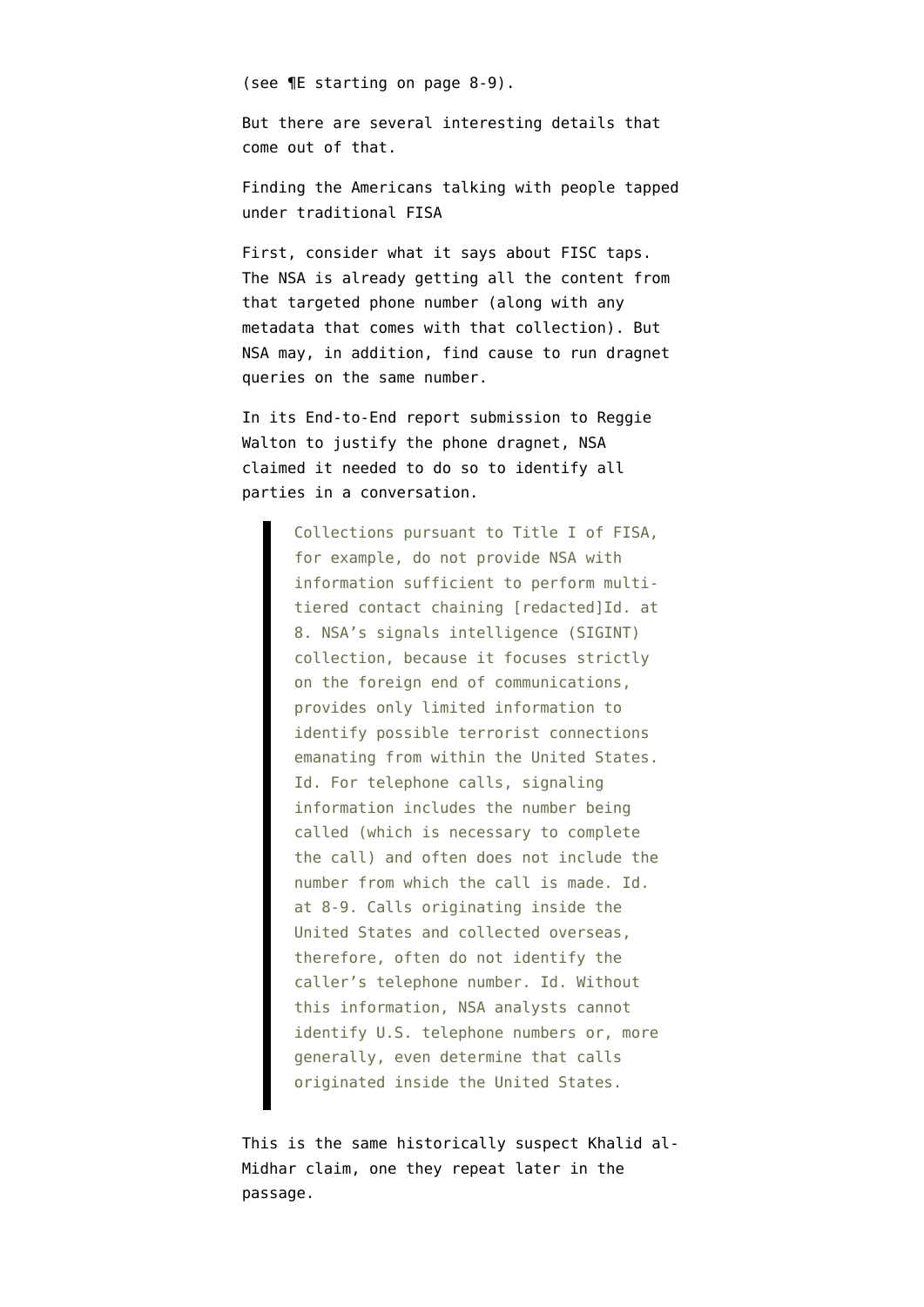(see ¶E starting on page 8-9).

But there are several interesting details that come out of that.

### Finding the Americans talking with people tapped under traditional FISA

First, consider what it says about FISC taps. The NSA is already getting all the content from that targeted phone number (along with any metadata that comes with that collection). But NSA may, in addition, find cause to run dragnet queries on the same number.

In its End-to-End report submission to Reggie Walton to justify the phone dragnet, NSA claimed it needed to do so to identify all parties in a conversation.

> Collections pursuant to Title I of FISA, for example, do not provide NSA with information sufficient to perform multi-tiered contact chaining [redacted]Id. at 8. NSA's signals intelligence (SIGINT) collection, because it focuses strictly on the foreign end of communications, provides only limited information to identify possible terrorist connections emanating from within the United States. Id. For telephone calls, signaling information includes the number being called (which is necessary to complete the call) and often does not include the number from which the call is made. Id. at 8-9. Calls originating inside the United States and collected overseas, therefore, often do not identify the caller's telephone number. Id. Without this information, NSA analysts cannot identify U.S. telephone numbers or, more generally, even determine that calls originated inside the United States.

This is the same historically suspect Khalid al-Midhar claim, one they repeat later in the passage.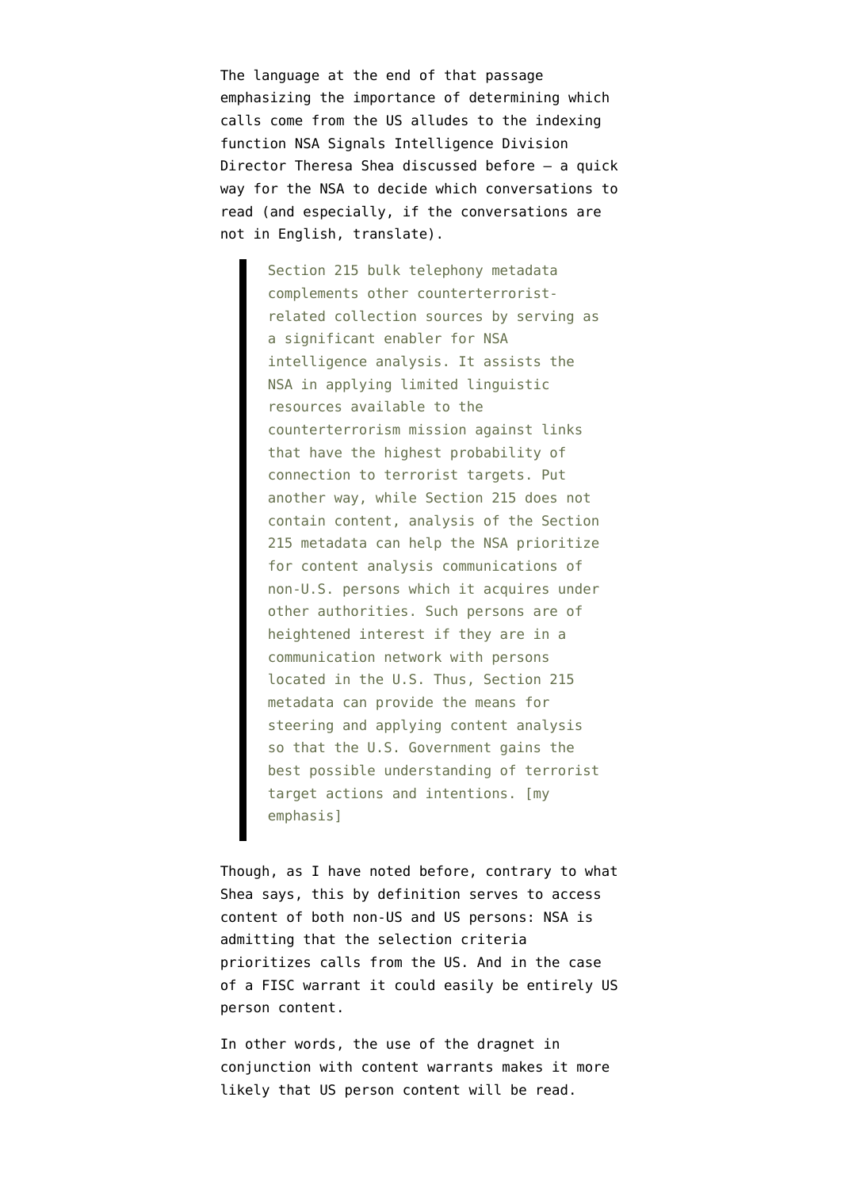The language at the end of that passage emphasizing the importance of determining which calls come from the US alludes to the indexing function NSA Signals Intelligence Division Director Theresa Shea discussed before — a quick way for the NSA to decide which conversations to read (and especially, if the conversations are not in English, translate).

> Section 215 bulk telephony metadata complements other counterterrorist-related collection sources by serving as a significant enabler for NSA intelligence analysis. It assists the NSA in applying limited linguistic resources available to the counterterrorism mission against links that have the highest probability of connection to terrorist targets. Put another way, while Section 215 does not contain content, analysis of the Section 215 metadata can help the NSA prioritize for content analysis communications of non-U.S. persons which it acquires under other authorities. Such persons are of heightened interest if they are in a communication network with persons located in the U.S. Thus, Section 215 metadata can provide the means for steering and applying content analysis so that the U.S. Government gains the best possible understanding of terrorist target actions and intentions. [my emphasis]

Though, as I have noted before, contrary to what Shea says, this by definition serves to access content of both non-US and US persons: NSA is admitting that the selection criteria prioritizes calls from the US. And in the case of a FISC warrant it could easily be entirely US person content.

In other words, the use of the dragnet in conjunction with content warrants makes it more likely that US person content will be read.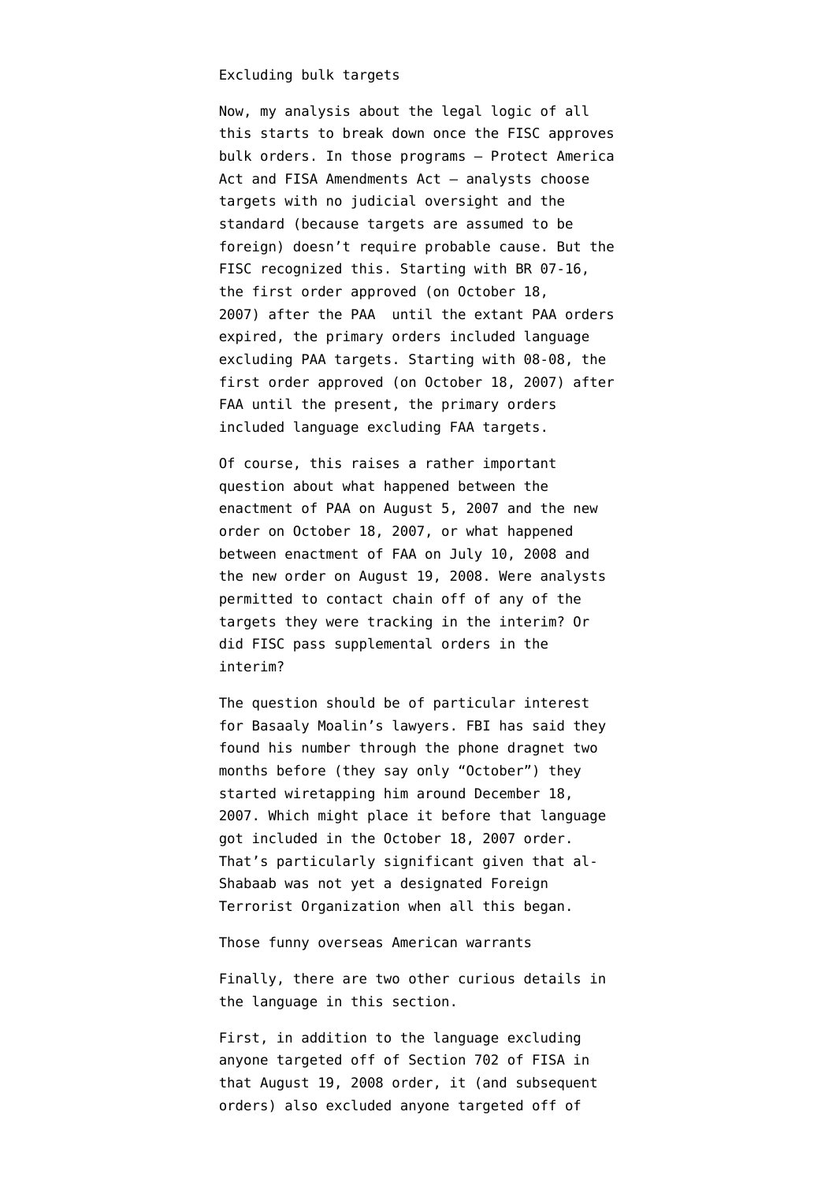## Excluding bulk targets

Now, my analysis about the legal logic of all this starts to break down once the FISC approves bulk orders. In those programs — Protect America Act and FISA Amendments Act — analysts choose targets with no judicial oversight and the standard (because targets are assumed to be foreign) doesn't require probable cause. But the FISC recognized this. Starting with BR 07-16, the first order approved (on October 18, 2007) after the PAA until the extant PAA orders expired, the primary orders included language excluding PAA targets. Starting with 08-08, the first order approved (on October 18, 2007) after FAA until the present, the primary orders included language excluding FAA targets.

Of course, this raises a rather important question about what happened between the enactment of PAA on August 5, 2007 and the new order on October 18, 2007, or what happened between enactment of FAA on July 10, 2008 and the new order on August 19, 2008. Were analysts permitted to contact chain off of any of the targets they were tracking in the interim? Or did FISC pass supplemental orders in the interim?

The question should be of particular interest for Basaaly Moalin's lawyers. FBI has said they found his number through the phone dragnet two months before (they say only "October") they started wiretapping him around December 18, 2007. Which might place it before that language got included in the October 18, 2007 order. That's particularly significant given that al-Shabaab was not yet a designated Foreign Terrorist Organization when all this began.

## Those funny overseas American warrants

Finally, there are two other curious details in the language in this section.

First, in addition to the language excluding anyone targeted off of Section 702 of FISA in that August 19, 2008 order, it (and subsequent orders) also excluded anyone targeted off of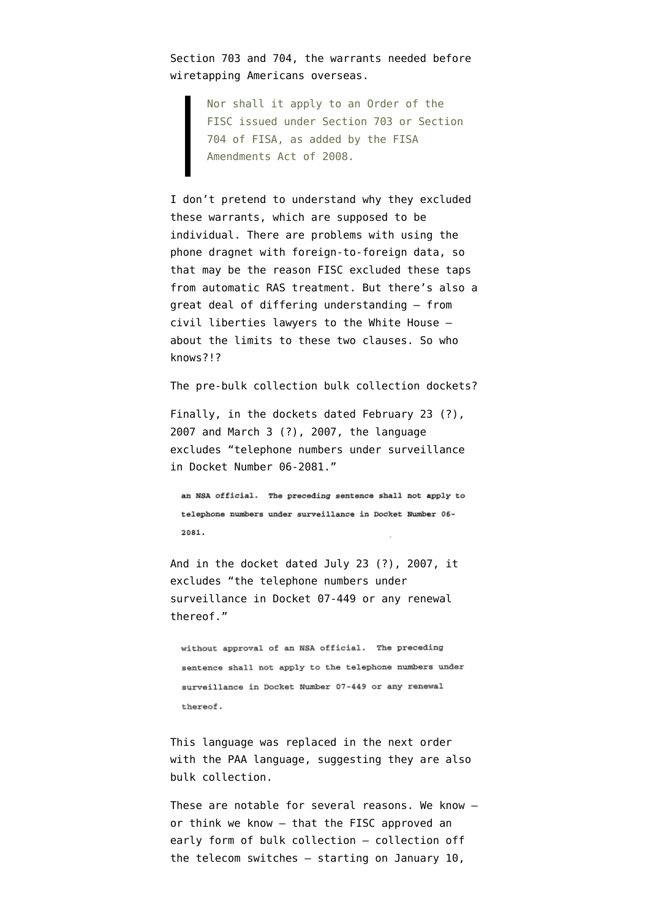Section 703 and 704, the warrants needed before wiretapping Americans overseas.

> Nor shall it apply to an Order of the FISC issued under Section 703 or Section 704 of FISA, as added by the FISA Amendments Act of 2008.

I don't pretend to understand why they excluded these warrants, which are supposed to be individual. There are problems with using the phone dragnet with foreign-to-foreign data, so that may be the reason FISC excluded these taps from automatic RAS treatment. But there's also a great deal of differing understanding — from civil liberties lawyers to the White House — about the limits to these two clauses. So who knows?!?

The pre-bulk collection bulk collection dockets?

Finally, in the dockets dated February 23 (?), 2007 and March 3 (?), 2007, the language excludes "telephone numbers under surveillance in Docket Number 06-2081."

an NSA official. **The preceding sentence shall not apply to telephone numbers under surveillance in Docket Number 06-2081.**

And in the docket dated July 23 (?), 2007, it excludes "the telephone numbers under surveillance in Docket 07-449 or any renewal thereof."

without approval of an NSA official. **The preceding sentence shall not apply to the telephone numbers under surveillance in Docket Number 07-449 or any renewal thereof.**

This language was replaced in the next order with the PAA language, suggesting they are also bulk collection.

These are notable for several reasons. We know — or think we know — that the FISC approved an early form of bulk collection — collection off the telecom switches — starting on January 10,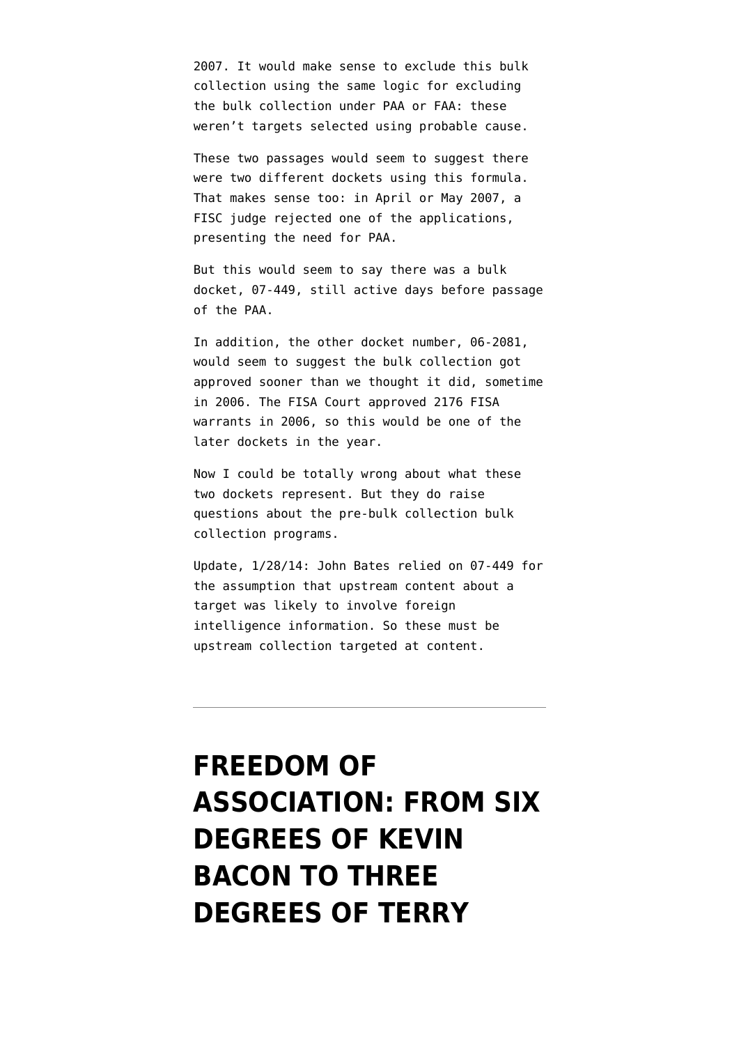2007. It would make sense to exclude this bulk collection using the same logic for excluding the bulk collection under PAA or FAA: these weren't targets selected using probable cause.

These two passages would seem to suggest there were two different dockets using this formula. That makes sense too: in April or May 2007, a FISC judge rejected one of the applications, presenting the need for PAA.

But this would seem to say there was a bulk docket, 07-449, still active days before passage of the PAA.

In addition, the other docket number, 06-2081, would seem to suggest the bulk collection got approved sooner than we thought it did, sometime in 2006. The FISA Court approved 2176 FISA warrants in 2006, so this would be one of the later dockets in the year.

Now I could be totally wrong about what these two dockets represent. But they do raise questions about the pre-bulk collection bulk collection programs.

Update, 1/28/14: John Bates relied on 07-449 for the assumption that upstream content about a target was likely to involve foreign intelligence information. So these must be upstream collection targeted at content.

---

# FREEDOM OF ASSOCIATION: FROM SIX DEGREES OF KEVIN BACON TO THREE DEGREES OF TERRY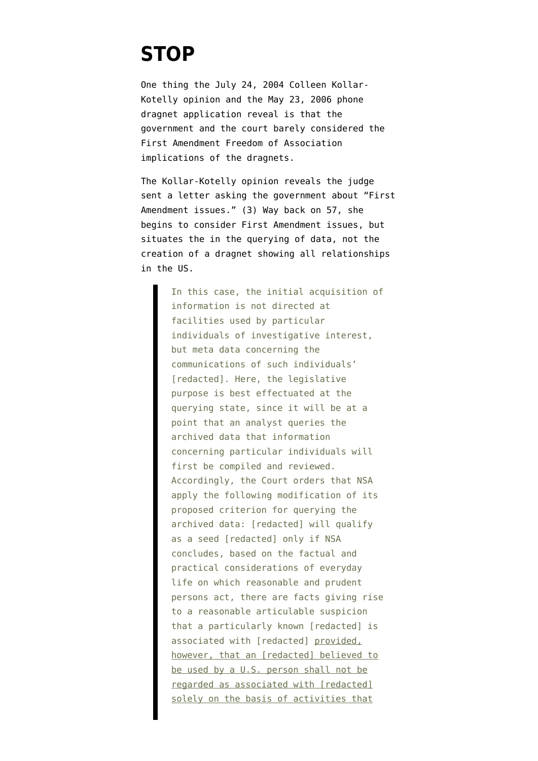# STOP

One thing the July 24, 2004 Colleen Kollar-Kotelly opinion and the May 23, 2006 phone dragnet application reveal is that the government and the court barely considered the First Amendment Freedom of Association implications of the dragnets.

The Kollar-Kotelly opinion reveals the judge sent a letter asking the government about "First Amendment issues." (3) Way back on 57, she begins to consider First Amendment issues, but situates the in the querying of data, not the creation of a dragnet showing all relationships in the US.

> In this case, the initial acquisition of information is not directed at facilities used by particular individuals of investigative interest, but meta data concerning the communications of such individuals' [redacted]. Here, the legislative purpose is best effectuated at the querying state, since it will be at a point that an analyst queries the archived data that information concerning particular individuals will first be compiled and reviewed. Accordingly, the Court orders that NSA apply the following modification of its proposed criterion for querying the archived data: [redacted] will qualify as a seed [redacted] only if NSA concludes, based on the factual and practical considerations of everyday life on which reasonable and prudent persons act, there are facts giving rise to a reasonable articulable suspicion that a particularly known [redacted] is associated with [redacted] provided, however, that an [redacted] believed to be used by a U.S. person shall not be regarded as associated with [redacted] solely on the basis of activities that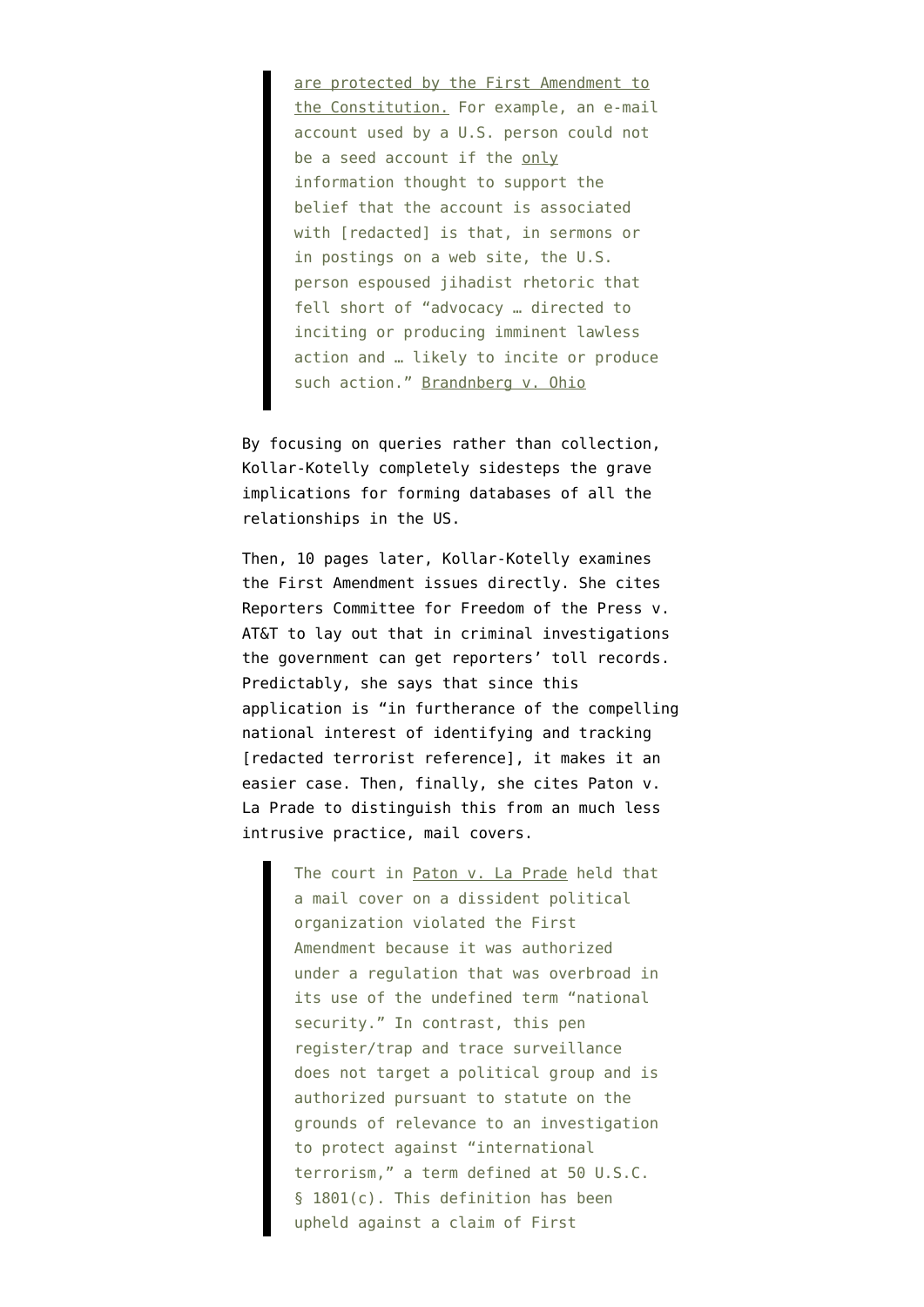> are protected by the First Amendment to the Constitution. For example, an e-mail account used by a U.S. person could not be a seed account if the only information thought to support the belief that the account is associated with [redacted] is that, in sermons or in postings on a web site, the U.S. person espoused jihadist rhetoric that fell short of "advocacy … directed to inciting or producing imminent lawless action and … likely to incite or produce such action." Brandnberg v. Ohio

By focusing on queries rather than collection, Kollar-Kotelly completely sidesteps the grave implications for forming databases of all the relationships in the US.

Then, 10 pages later, Kollar-Kotelly examines the First Amendment issues directly. She cites Reporters Committee for Freedom of the Press v. AT&T to lay out that in criminal investigations the government can get reporters' toll records. Predictably, she says that since this application is "in furtherance of the compelling national interest of identifying and tracking [redacted terrorist reference], it makes it an easier case. Then, finally, she cites Paton v. La Prade to distinguish this from an much less intrusive practice, mail covers.

> The court in Paton v. La Prade held that a mail cover on a dissident political organization violated the First Amendment because it was authorized under a regulation that was overbroad in its use of the undefined term "national security." In contrast, this pen register/trap and trace surveillance does not target a political group and is authorized pursuant to statute on the grounds of relevance to an investigation to protect against "international terrorism," a term defined at 50 U.S.C. § 1801(c). This definition has been upheld against a claim of First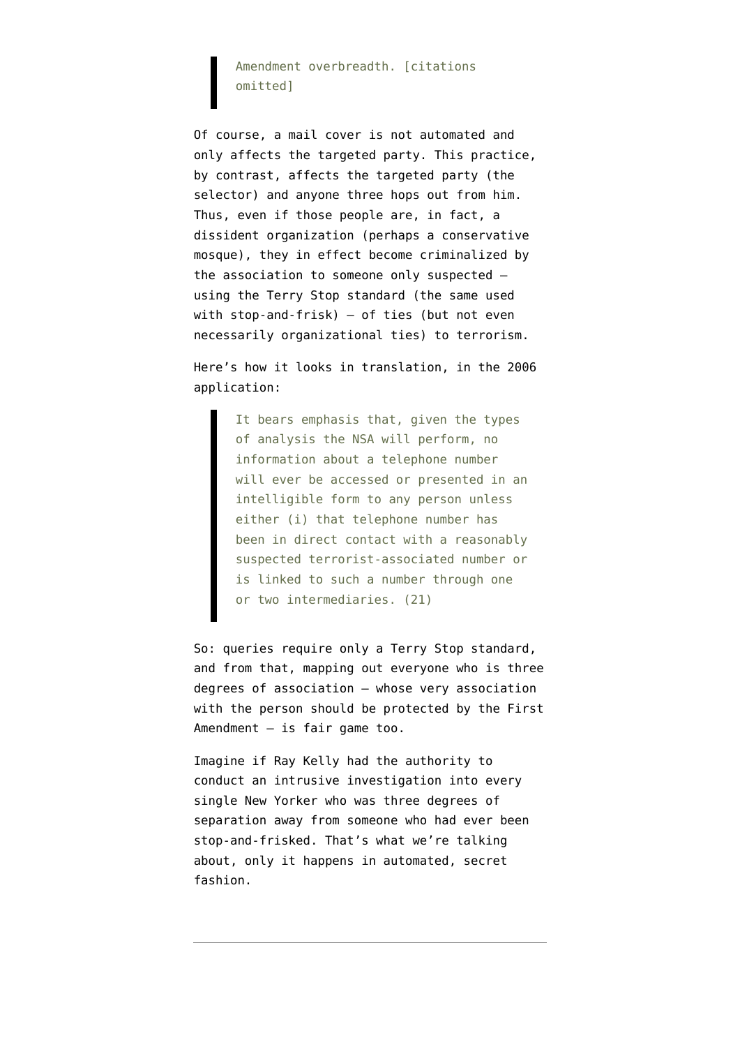> Amendment overbreadth. [citations omitted]

Of course, a mail cover is not automated and only affects the targeted party. This practice, by contrast, affects the targeted party (the selector) and anyone three hops out from him. Thus, even if those people are, in fact, a dissident organization (perhaps a conservative mosque), they in effect become criminalized by the association to someone only suspected — using the Terry Stop standard (the same used with stop-and-frisk) — of ties (but not even necessarily organizational ties) to terrorism.

Here's how it looks in translation, in the 2006 application:

> It bears emphasis that, given the types of analysis the NSA will perform, no information about a telephone number will ever be accessed or presented in an intelligible form to any person unless either (i) that telephone number has been in direct contact with a reasonably suspected terrorist-associated number or is linked to such a number through one or two intermediaries. (21)

So: queries require only a Terry Stop standard, and from that, mapping out everyone who is three degrees of association — whose very association with the person should be protected by the First Amendment — is fair game too.

Imagine if Ray Kelly had the authority to conduct an intrusive investigation into every single New Yorker who was three degrees of separation away from someone who had ever been stop-and-frisked. That's what we're talking about, only it happens in automated, secret fashion.

---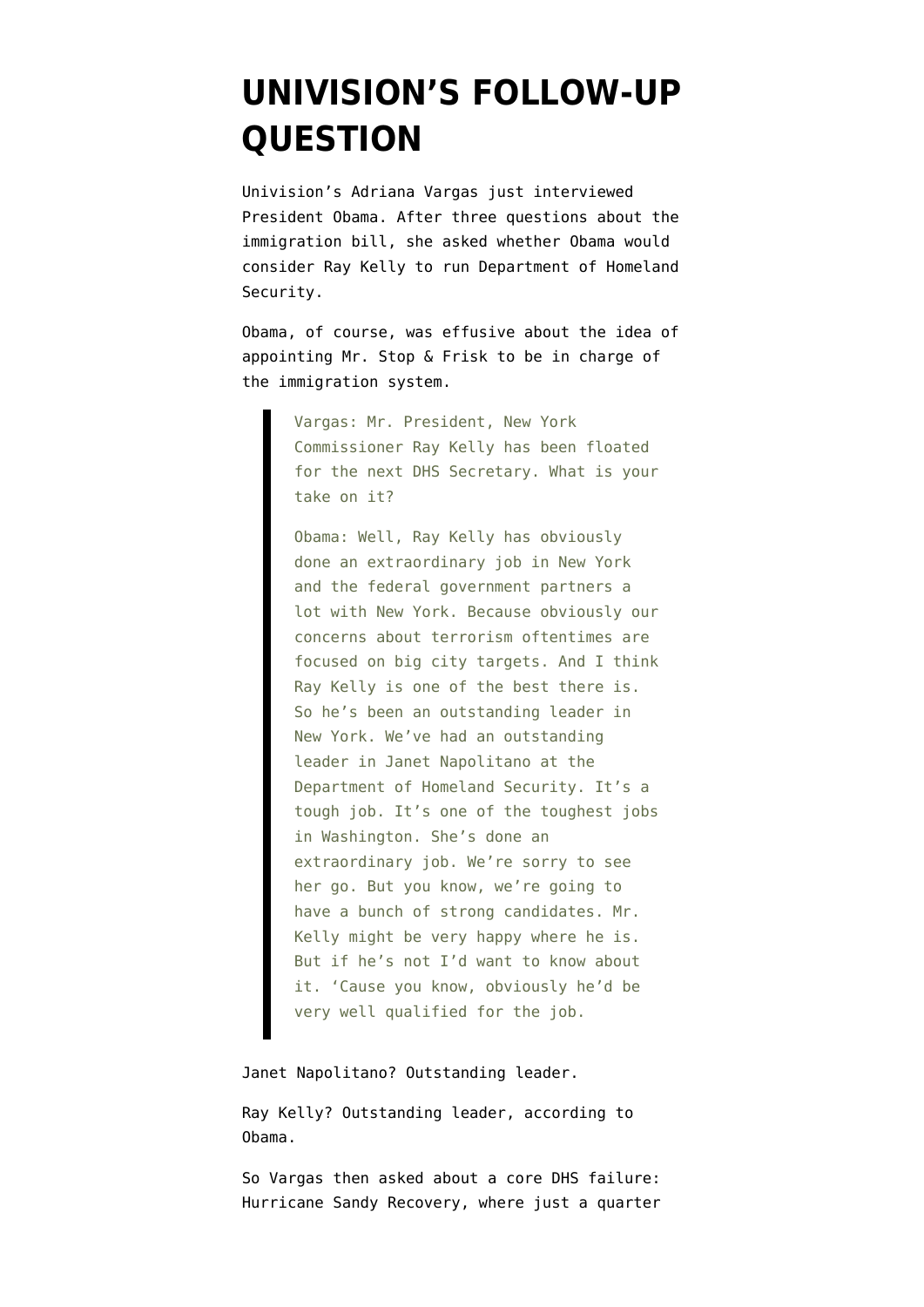# UNIVISION'S FOLLOW-UP QUESTION

Univision's Adriana Vargas just interviewed President Obama. After three questions about the immigration bill, she asked whether Obama would consider Ray Kelly to run Department of Homeland Security.

Obama, of course, was effusive about the idea of appointing Mr. Stop & Frisk to be in charge of the immigration system.

> Vargas: Mr. President, New York Commissioner Ray Kelly has been floated for the next DHS Secretary. What is your take on it?
>
> Obama: Well, Ray Kelly has obviously done an extraordinary job in New York and the federal government partners a lot with New York. Because obviously our concerns about terrorism oftentimes are focused on big city targets. And I think Ray Kelly is one of the best there is. So he's been an outstanding leader in New York. We've had an outstanding leader in Janet Napolitano at the Department of Homeland Security. It's a tough job. It's one of the toughest jobs in Washington. She's done an extraordinary job. We're sorry to see her go. But you know, we're going to have a bunch of strong candidates. Mr. Kelly might be very happy where he is. But if he's not I'd want to know about it. 'Cause you know, obviously he'd be very well qualified for the job.

Janet Napolitano? Outstanding leader.

Ray Kelly? Outstanding leader, according to Obama.

So Vargas then asked about a core DHS failure: Hurricane Sandy Recovery, where just a quarter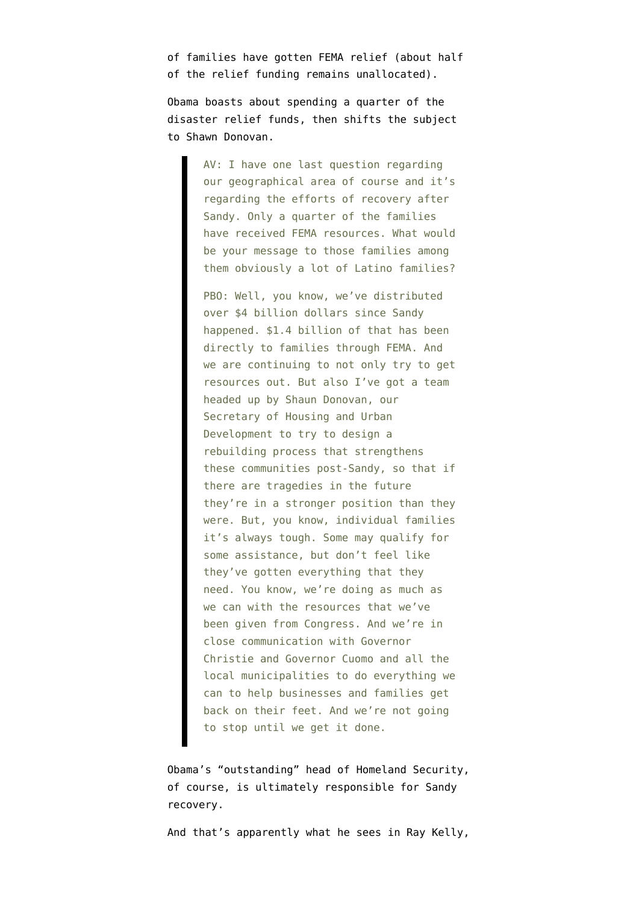of families have gotten FEMA relief (about half of the relief funding remains unallocated).

Obama boasts about spending a quarter of the disaster relief funds, then shifts the subject to Shawn Donovan.

> AV: I have one last question regarding our geographical area of course and it's regarding the efforts of recovery after Sandy. Only a quarter of the families have received FEMA resources. What would be your message to those families among them obviously a lot of Latino families?
>
> PBO: Well, you know, we've distributed over $4 billion dollars since Sandy happened. $1.4 billion of that has been directly to families through FEMA. And we are continuing to not only try to get resources out. But also I've got a team headed up by Shaun Donovan, our Secretary of Housing and Urban Development to try to design a rebuilding process that strengthens these communities post-Sandy, so that if there are tragedies in the future they're in a stronger position than they were. But, you know, individual families it's always tough. Some may qualify for some assistance, but don't feel like they've gotten everything that they need. You know, we're doing as much as we can with the resources that we've been given from Congress. And we're in close communication with Governor Christie and Governor Cuomo and all the local municipalities to do everything we can to help businesses and families get back on their feet. And we're not going to stop until we get it done.

Obama's "outstanding" head of Homeland Security, of course, is ultimately responsible for Sandy recovery.

And that's apparently what he sees in Ray Kelly,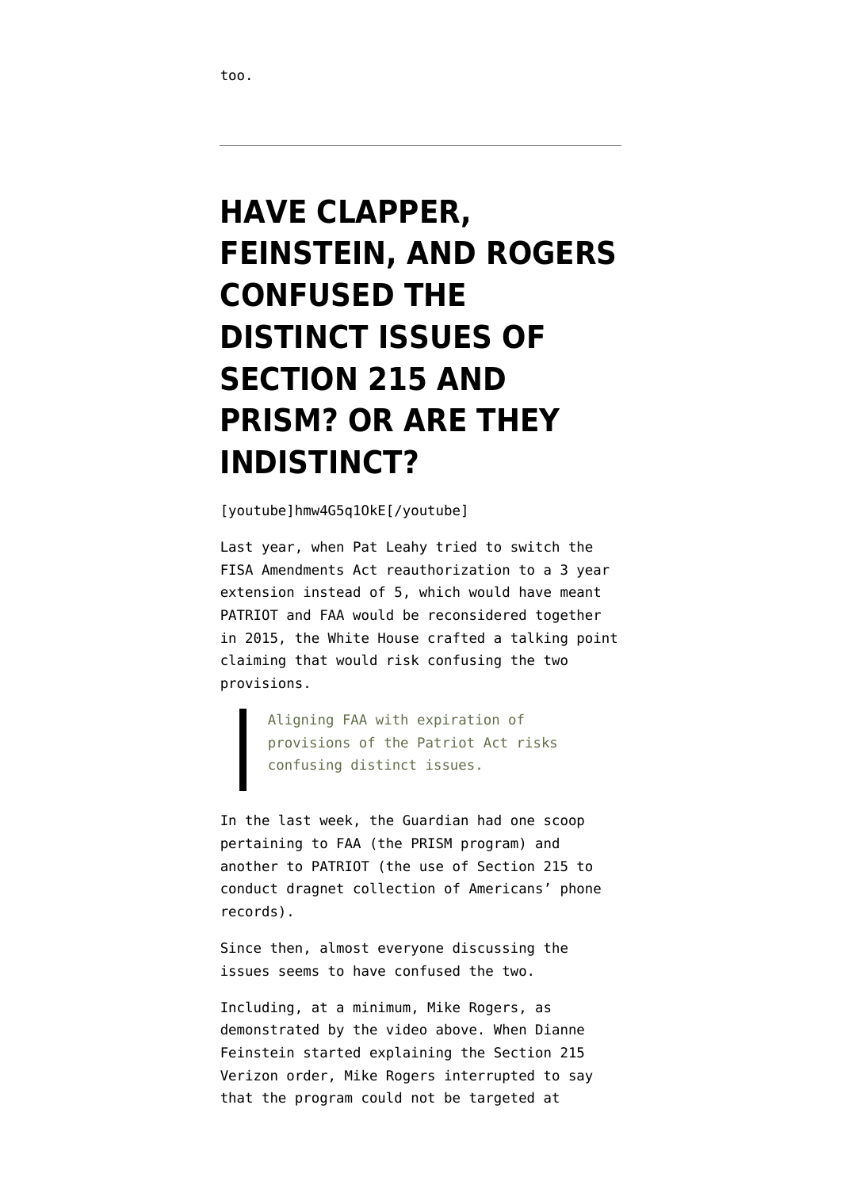too.

---

# HAVE CLAPPER, FEINSTEIN, AND ROGERS CONFUSED THE DISTINCT ISSUES OF SECTION 215 AND PRISM? OR ARE THEY INDISTINCT?

[youtube]hmw4G5q1OkE[/youtube]

Last year, when Pat Leahy tried to switch the FISA Amendments Act reauthorization to a 3 year extension instead of 5, which would have meant PATRIOT and FAA would be reconsidered together in 2015, the White House crafted a talking point claiming that would risk confusing the two provisions.

> Aligning FAA with expiration of provisions of the Patriot Act risks confusing distinct issues.

In the last week, the Guardian had one scoop pertaining to FAA (the PRISM program) and another to PATRIOT (the use of Section 215 to conduct dragnet collection of Americans' phone records).

Since then, almost everyone discussing the issues seems to have confused the two.

Including, at a minimum, Mike Rogers, as demonstrated by the video above. When Dianne Feinstein started explaining the Section 215 Verizon order, Mike Rogers interrupted to say that the program could not be targeted at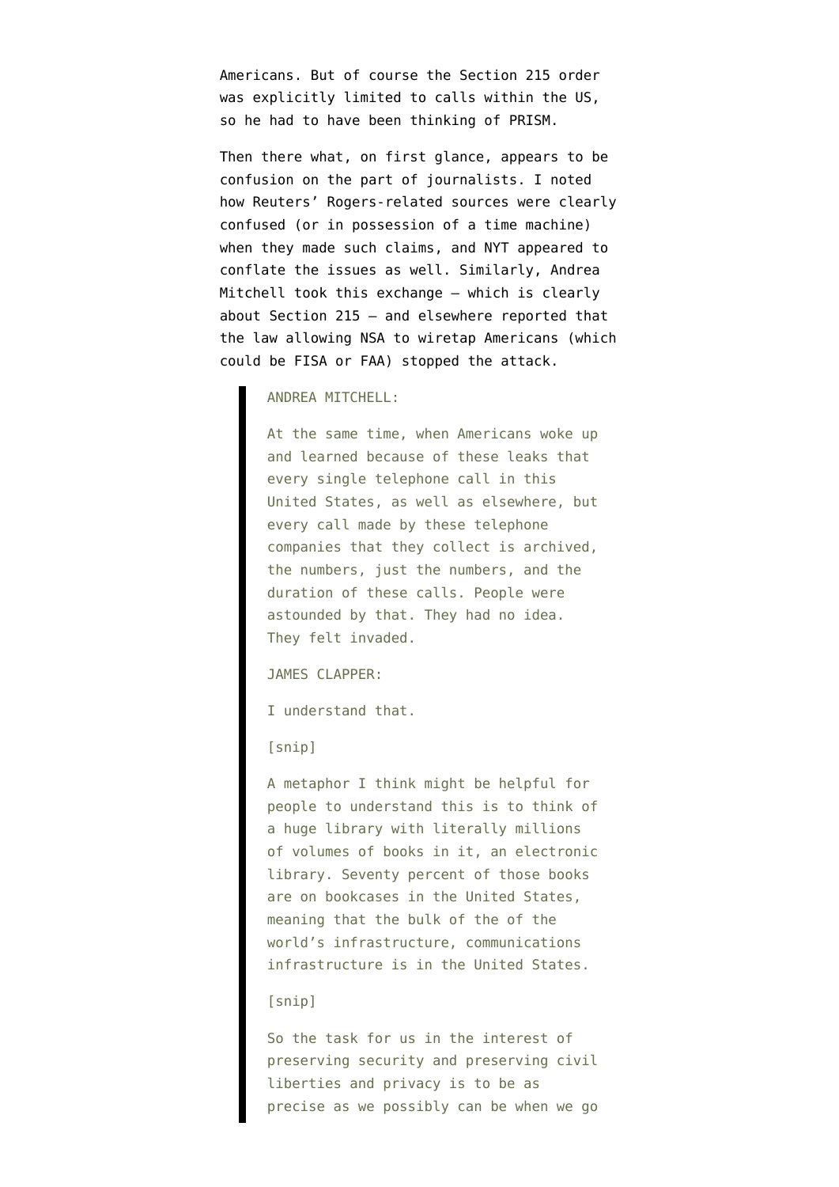Americans. But of course the Section 215 order was explicitly limited to calls within the US, so he had to have been thinking of PRISM.

Then there what, on first glance, appears to be confusion on the part of journalists. I noted how Reuters' Rogers-related sources were clearly confused (or in possession of a time machine) when they made such claims, and NYT appeared to conflate the issues as well. Similarly, Andrea Mitchell took this exchange — which is clearly about Section 215 — and elsewhere reported that the law allowing NSA to wiretap Americans (which could be FISA or FAA) stopped the attack.

> ANDREA MITCHELL:
>
> At the same time, when Americans woke up and learned because of these leaks that every single telephone call in this United States, as well as elsewhere, but every call made by these telephone companies that they collect is archived, the numbers, just the numbers, and the duration of these calls. People were astounded by that. They had no idea. They felt invaded.
>
> JAMES CLAPPER:
>
> I understand that.
>
> [snip]
>
> A metaphor I think might be helpful for people to understand this is to think of a huge library with literally millions of volumes of books in it, an electronic library. Seventy percent of those books are on bookcases in the United States, meaning that the bulk of the of the world's infrastructure, communications infrastructure is in the United States.
>
> [snip]
>
> So the task for us in the interest of preserving security and preserving civil liberties and privacy is to be as precise as we possibly can be when we go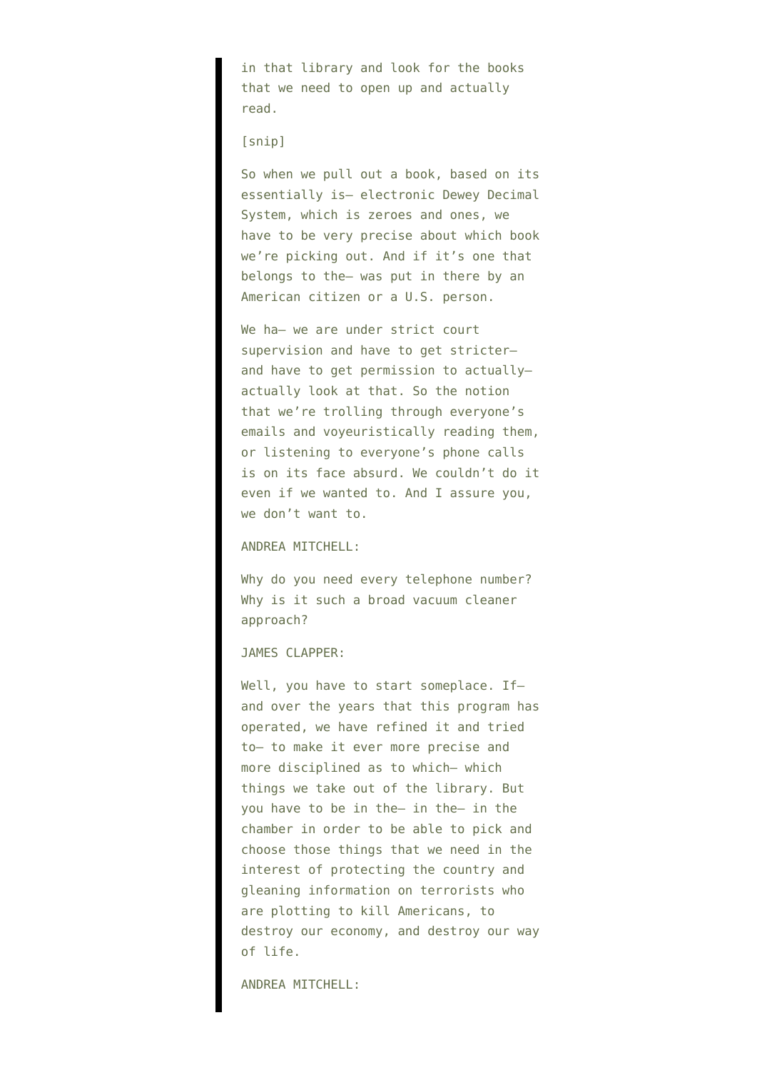> in that library and look for the books that we need to open up and actually read.
>
> [snip]
>
> So when we pull out a book, based on its essentially is— electronic Dewey Decimal System, which is zeroes and ones, we have to be very precise about which book we're picking out. And if it's one that belongs to the— was put in there by an American citizen or a U.S. person.
>
> We ha— we are under strict court supervision and have to get stricter— and have to get permission to actually— actually look at that. So the notion that we're trolling through everyone's emails and voyeuristically reading them, or listening to everyone's phone calls is on its face absurd. We couldn't do it even if we wanted to. And I assure you, we don't want to.
>
> ANDREA MITCHELL:
>
> Why do you need every telephone number? Why is it such a broad vacuum cleaner approach?
>
> JAMES CLAPPER:
>
> Well, you have to start someplace. If— and over the years that this program has operated, we have refined it and tried to— to make it ever more precise and more disciplined as to which— which things we take out of the library. But you have to be in the— in the— in the chamber in order to be able to pick and choose those things that we need in the interest of protecting the country and gleaning information on terrorists who are plotting to kill Americans, to destroy our economy, and destroy our way of life.
>
> ANDREA MITCHELL: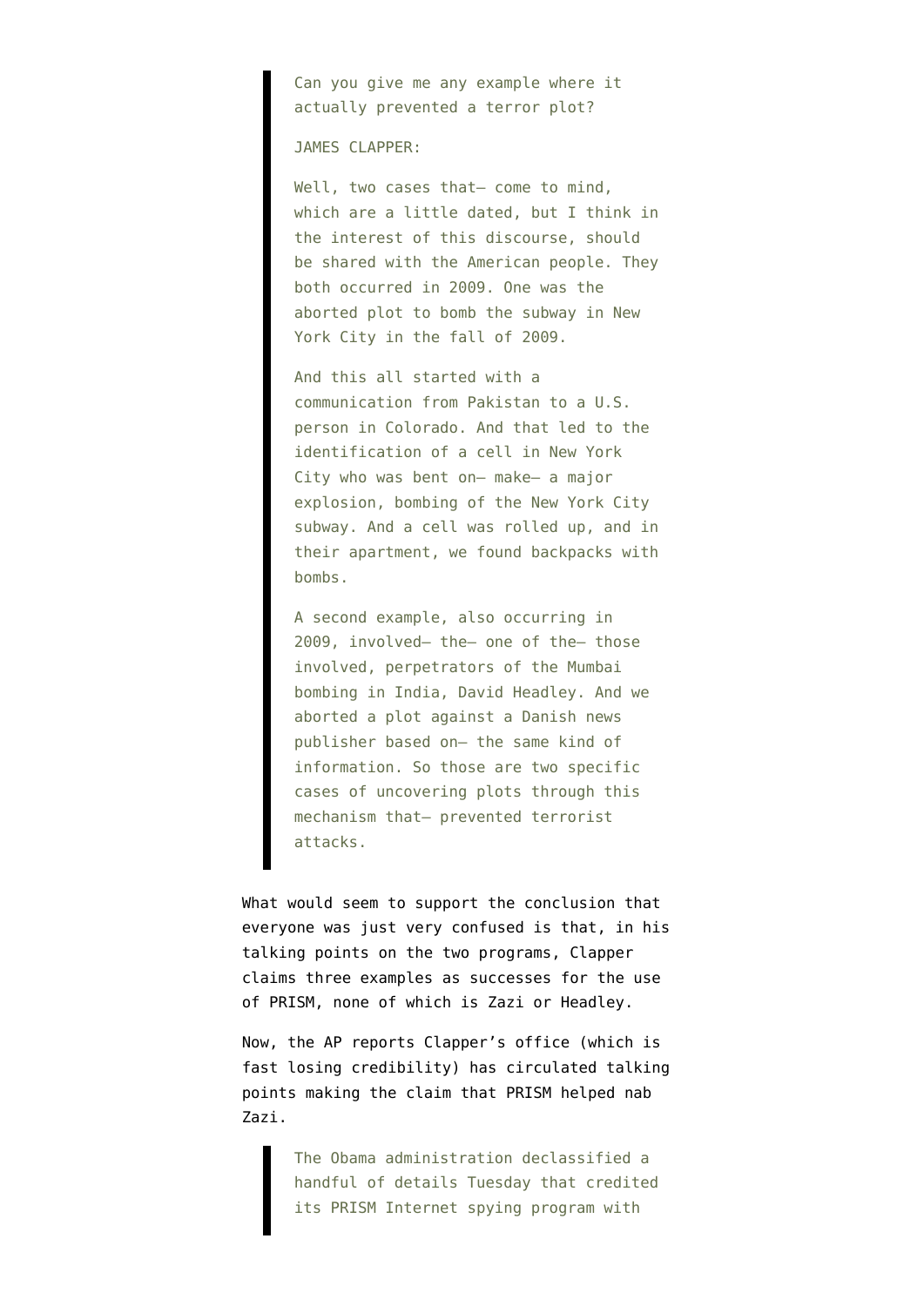> Can you give me any example where it actually prevented a terror plot?
>
> JAMES CLAPPER:
>
> Well, two cases that— come to mind, which are a little dated, but I think in the interest of this discourse, should be shared with the American people. They both occurred in 2009. One was the aborted plot to bomb the subway in New York City in the fall of 2009.
>
> And this all started with a communication from Pakistan to a U.S. person in Colorado. And that led to the identification of a cell in New York City who was bent on— make— a major explosion, bombing of the New York City subway. And a cell was rolled up, and in their apartment, we found backpacks with bombs.
>
> A second example, also occurring in 2009, involved— the— one of the— those involved, perpetrators of the Mumbai bombing in India, David Headley. And we aborted a plot against a Danish news publisher based on— the same kind of information. So those are two specific cases of uncovering plots through this mechanism that— prevented terrorist attacks.

What would seem to support the conclusion that everyone was just very confused is that, in his talking points on the two programs, Clapper claims three examples as successes for the use of PRISM, none of which is Zazi or Headley.

Now, the AP reports Clapper's office (which is fast losing credibility) has circulated talking points making the claim that PRISM helped nab Zazi.

> The Obama administration declassified a handful of details Tuesday that credited its PRISM Internet spying program with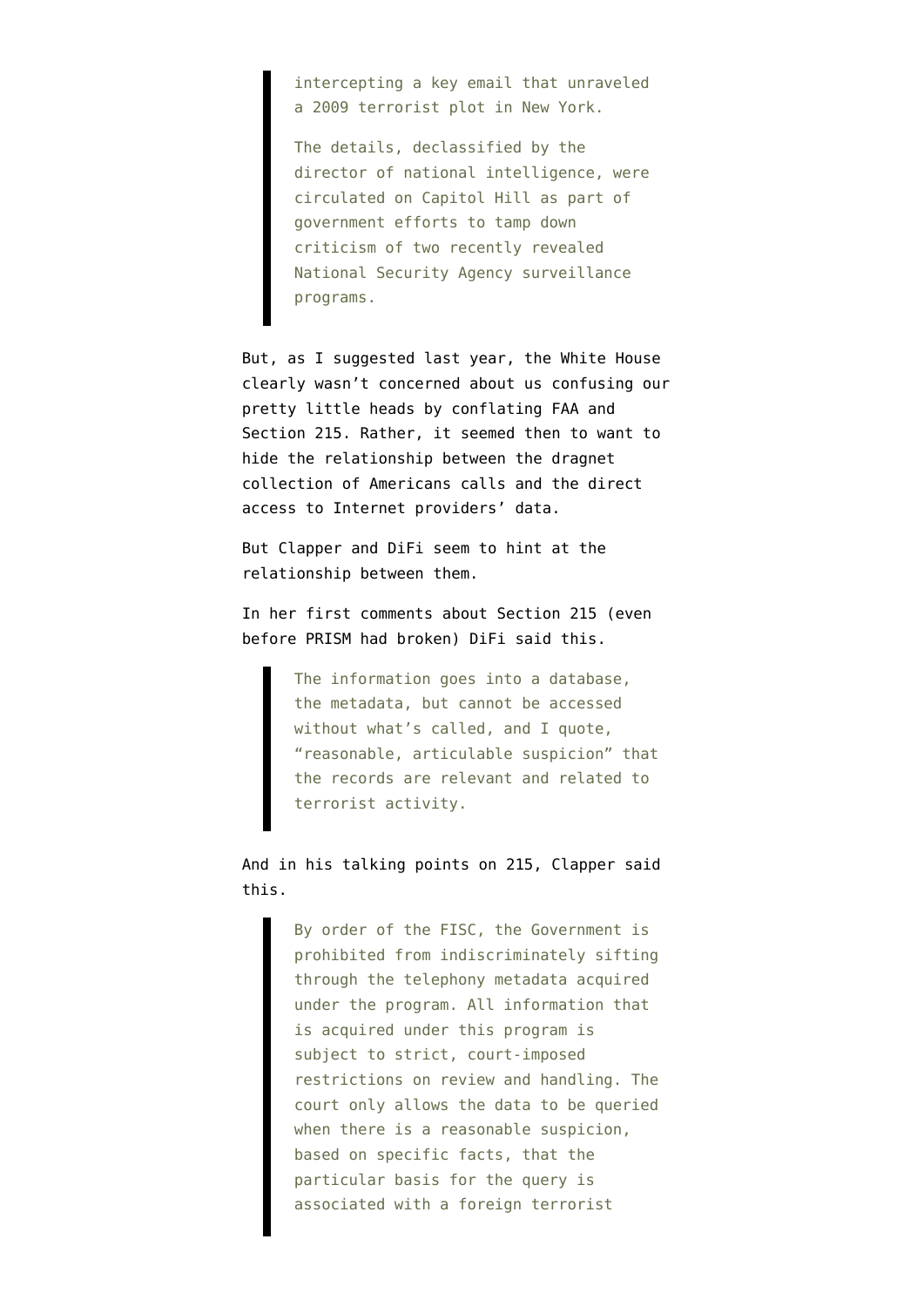> intercepting a key email that unraveled a 2009 terrorist plot in New York.
>
> The details, declassified by the director of national intelligence, were circulated on Capitol Hill as part of government efforts to tamp down criticism of two recently revealed National Security Agency surveillance programs.

But, as I suggested last year, the White House clearly wasn't concerned about us confusing our pretty little heads by conflating FAA and Section 215. Rather, it seemed then to want to hide the relationship between the dragnet collection of Americans calls and the direct access to Internet providers' data.

But Clapper and DiFi seem to hint at the relationship between them.

In her first comments about Section 215 (even before PRISM had broken) DiFi said this.

> The information goes into a database, the metadata, but cannot be accessed without what's called, and I quote, "reasonable, articulable suspicion" that the records are relevant and related to terrorist activity.

And in his talking points on 215, Clapper said this.

> By order of the FISC, the Government is prohibited from indiscriminately sifting through the telephony metadata acquired under the program. All information that is acquired under this program is subject to strict, court-imposed restrictions on review and handling. The court only allows the data to be queried when there is a reasonable suspicion, based on specific facts, that the particular basis for the query is associated with a foreign terrorist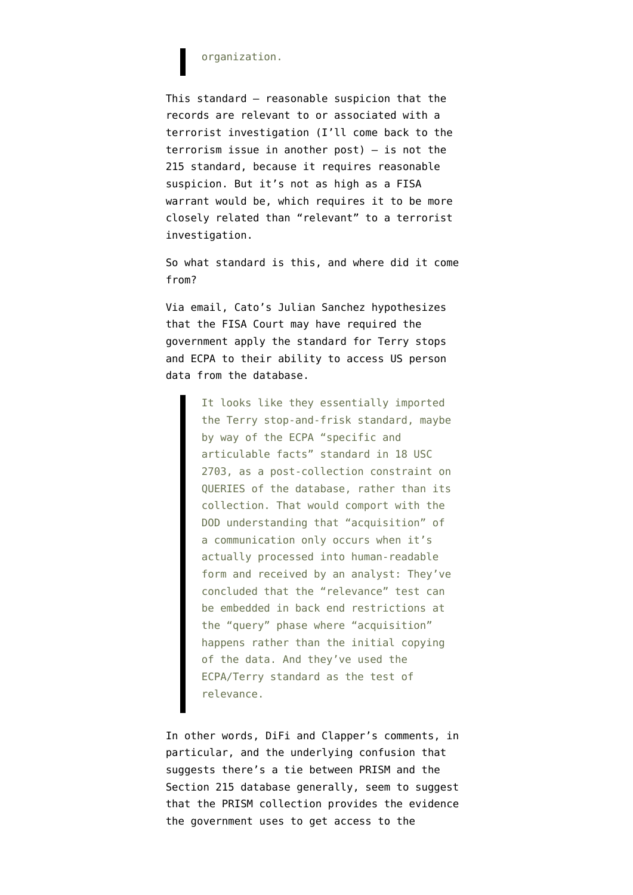> organization.

This standard — reasonable suspicion that the records are relevant to or associated with a terrorist investigation (I'll come back to the terrorism issue in another post) — is not the 215 standard, because it requires reasonable suspicion. But it's not as high as a FISA warrant would be, which requires it to be more closely related than "relevant" to a terrorist investigation.

So what standard is this, and where did it come from?

Via email, Cato's Julian Sanchez hypothesizes that the FISA Court may have required the government apply the standard for Terry stops and ECPA to their ability to access US person data from the database.

> It looks like they essentially imported the Terry stop-and-frisk standard, maybe by way of the ECPA "specific and articulable facts" standard in 18 USC 2703, as a post-collection constraint on QUERIES of the database, rather than its collection. That would comport with the DOD understanding that "acquisition" of a communication only occurs when it's actually processed into human-readable form and received by an analyst: They've concluded that the "relevance" test can be embedded in back end restrictions at the "query" phase where "acquisition" happens rather than the initial copying of the data. And they've used the ECPA/Terry standard as the test of relevance.

In other words, DiFi and Clapper's comments, in particular, and the underlying confusion that suggests there's a tie between PRISM and the Section 215 database generally, seem to suggest that the PRISM collection provides the evidence the government uses to get access to the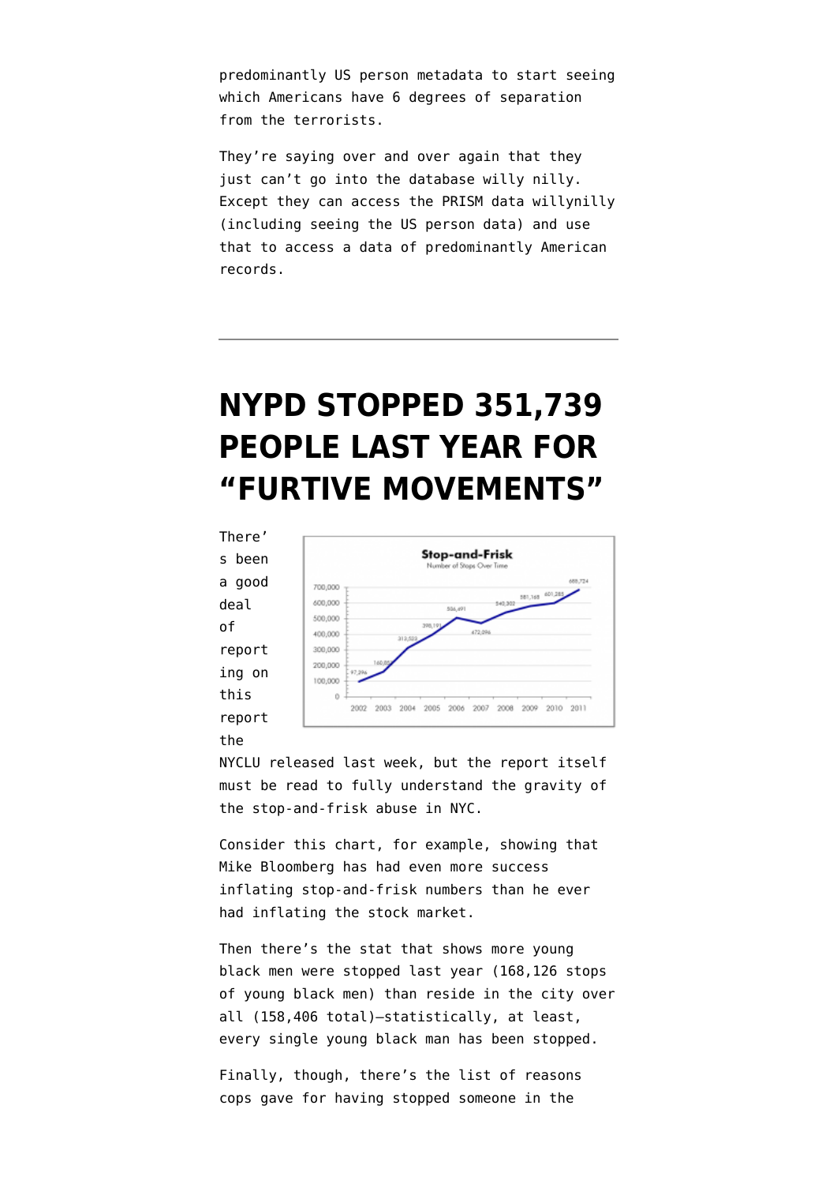predominantly US person metadata to start seeing which Americans have 6 degrees of separation from the terrorists.

They're saying over and over again that they just can't go into the database willy nilly. Except they can access the PRISM data willynilly (including seeing the US person data) and use that to access a data of predominantly American records.

---

# NYPD STOPPED 351,739 PEOPLE LAST YEAR FOR "FURTIVE MOVEMENTS"

There's been a good deal of reporting on this report the NYCLU released last week, but the report itself must be read to fully understand the gravity of the stop-and-frisk abuse in NYC.

Consider this chart, for example, showing that Mike Bloomberg has had even more success inflating stop-and-frisk numbers than he ever had inflating the stock market.

Then there's the stat that shows more young black men were stopped last year (168,126 stops of young black men) than reside in the city over all (158,406 total)–statistically, at least, every single young black man has been stopped.

Finally, though, there's the list of reasons cops gave for having stopped someone in the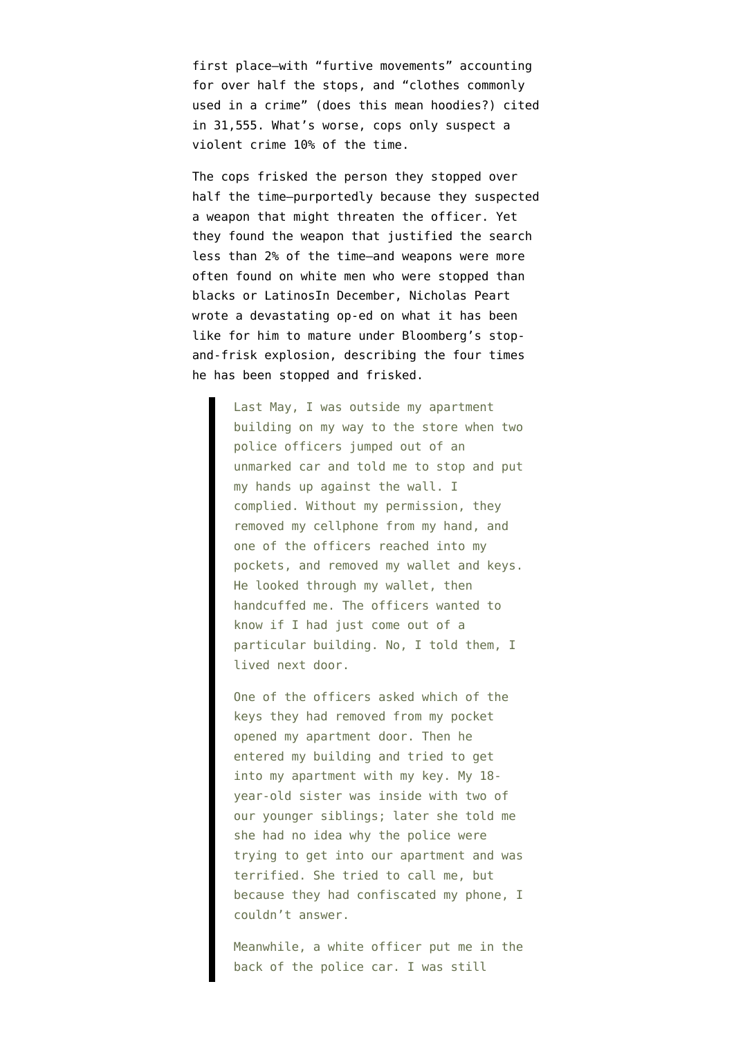first place—with “furtive movements” accounting for over half the stops, and “clothes commonly used in a crime” (does this mean hoodies?) cited in 31,555. What’s worse, cops only suspect a violent crime 10% of the time.

The cops frisked the person they stopped over half the time—purportedly because they suspected a weapon that might threaten the officer. Yet they found the weapon that justified the search less than 2% of the time—and weapons were more often found on white men who were stopped than blacks or LatinosIn December, Nicholas Peart wrote a devastating op-ed on what it has been like for him to mature under Bloomberg’s stop-and-frisk explosion, describing the four times he has been stopped and frisked.

> Last May, I was outside my apartment building on my way to the store when two police officers jumped out of an unmarked car and told me to stop and put my hands up against the wall. I complied. Without my permission, they removed my cellphone from my hand, and one of the officers reached into my pockets, and removed my wallet and keys. He looked through my wallet, then handcuffed me. The officers wanted to know if I had just come out of a particular building. No, I told them, I lived next door.
>
> One of the officers asked which of the keys they had removed from my pocket opened my apartment door. Then he entered my building and tried to get into my apartment with my key. My 18-year-old sister was inside with two of our younger siblings; later she told me she had no idea why the police were trying to get into our apartment and was terrified. She tried to call me, but because they had confiscated my phone, I couldn’t answer.
>
> Meanwhile, a white officer put me in the back of the police car. I was still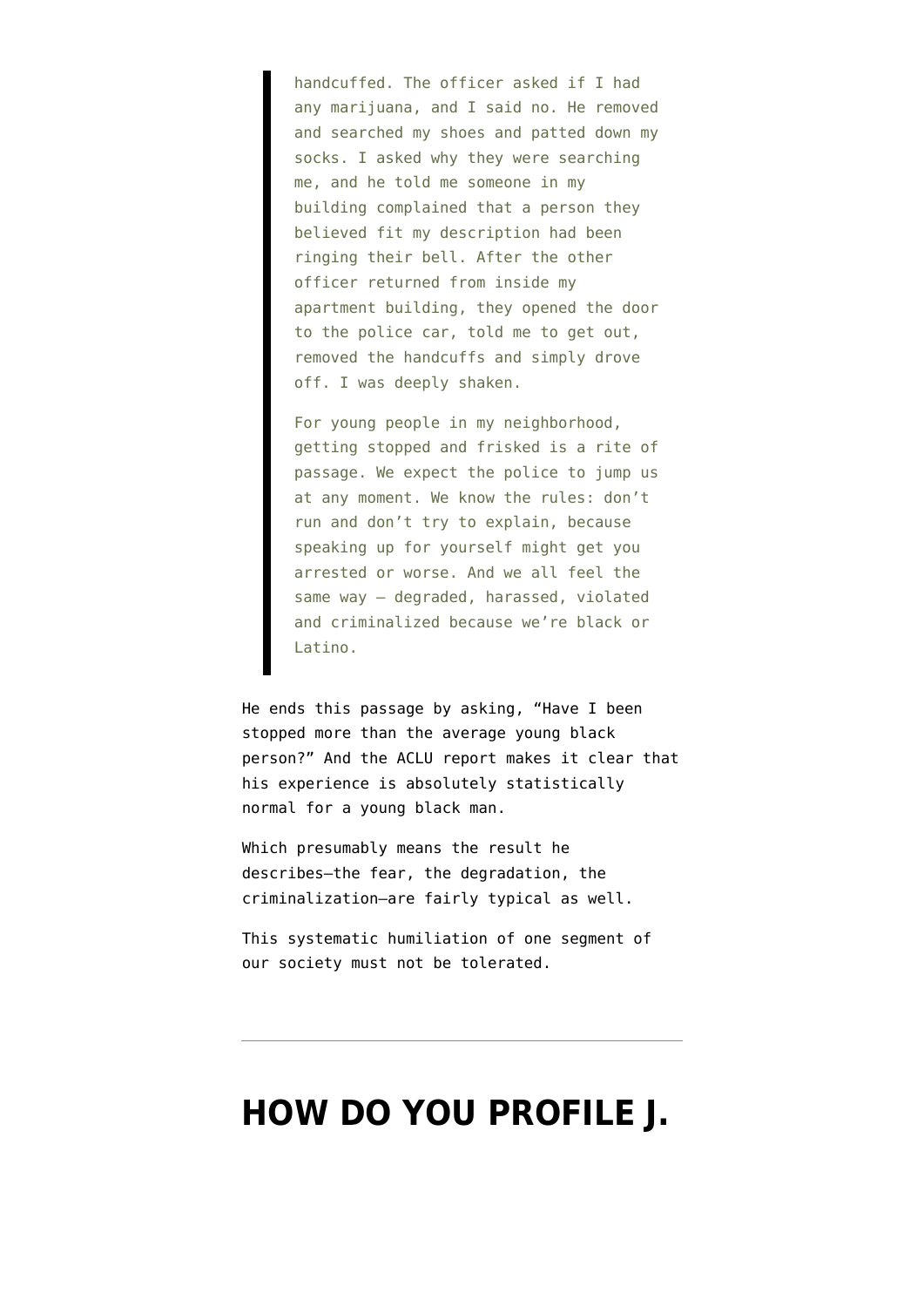> handcuffed. The officer asked if I had any marijuana, and I said no. He removed and searched my shoes and patted down my socks. I asked why they were searching me, and he told me someone in my building complained that a person they believed fit my description had been ringing their bell. After the other officer returned from inside my apartment building, they opened the door to the police car, told me to get out, removed the handcuffs and simply drove off. I was deeply shaken.
>
> For young people in my neighborhood, getting stopped and frisked is a rite of passage. We expect the police to jump us at any moment. We know the rules: don't run and don't try to explain, because speaking up for yourself might get you arrested or worse. And we all feel the same way — degraded, harassed, violated and criminalized because we're black or Latino.

He ends this passage by asking, "Have I been stopped more than the average young black person?" And the ACLU report makes it clear that his experience is absolutely statistically normal for a young black man.

Which presumably means the result he describes—the fear, the degradation, the criminalization—are fairly typical as well.

This systematic humiliation of one segment of our society must not be tolerated.

---

# HOW DO YOU PROFILE J.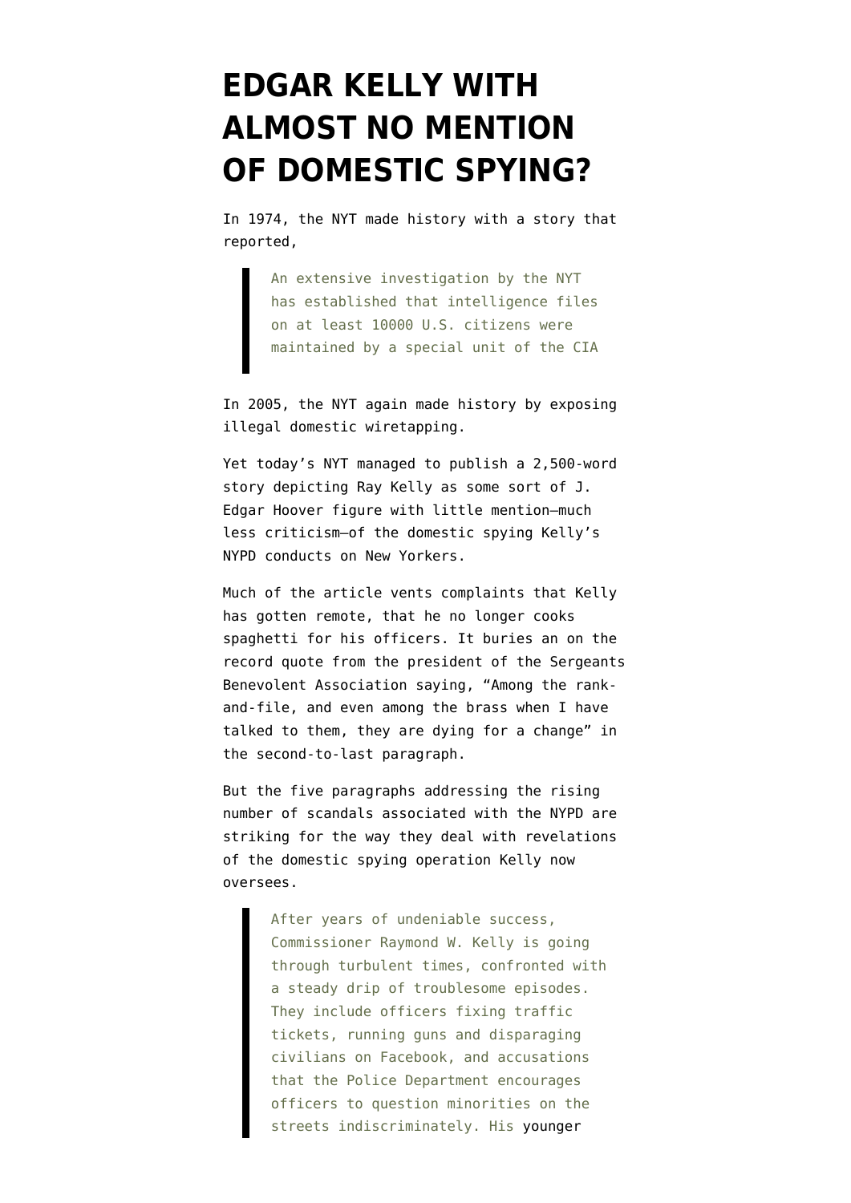# EDGAR KELLY WITH ALMOST NO MENTION OF DOMESTIC SPYING?

In 1974, the NYT made history with a story that reported,

> An extensive investigation by the NYT has established that intelligence files on at least 10000 U.S. citizens were maintained by a special unit of the CIA

In 2005, the NYT again made history by exposing illegal domestic wiretapping.

Yet today's NYT managed to publish a 2,500-word story depicting Ray Kelly as some sort of J. Edgar Hoover figure with little mention–much less criticism–of the domestic spying Kelly's NYPD conducts on New Yorkers.

Much of the article vents complaints that Kelly has gotten remote, that he no longer cooks spaghetti for his officers. It buries an on the record quote from the president of the Sergeants Benevolent Association saying, "Among the rank-and-file, and even among the brass when I have talked to them, they are dying for a change" in the second-to-last paragraph.

But the five paragraphs addressing the rising number of scandals associated with the NYPD are striking for the way they deal with revelations of the domestic spying operation Kelly now oversees.

> After years of undeniable success, Commissioner Raymond W. Kelly is going through turbulent times, confronted with a steady drip of troublesome episodes. They include officers fixing traffic tickets, running guns and disparaging civilians on Facebook, and accusations that the Police Department encourages officers to question minorities on the streets indiscriminately. His younger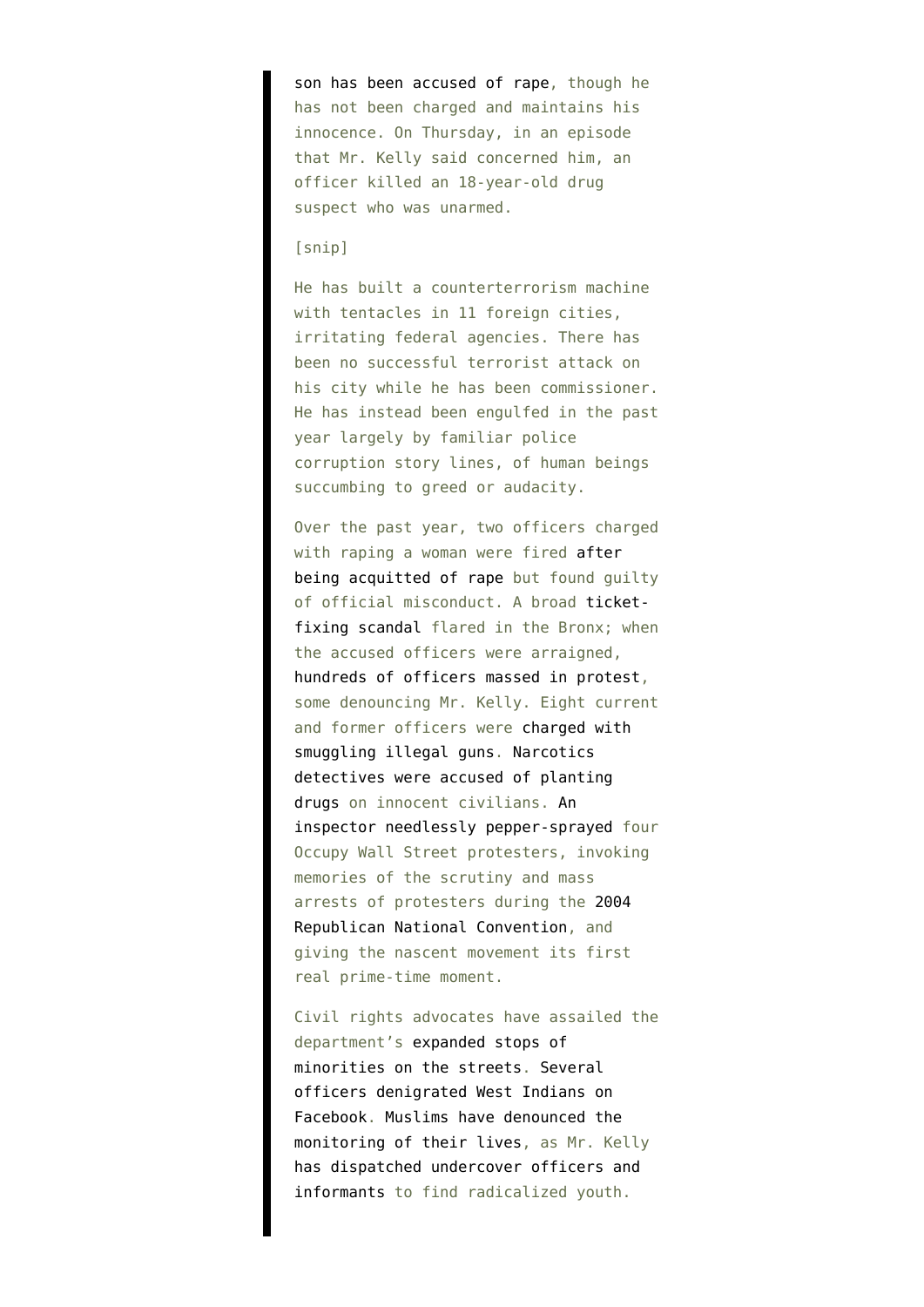> son has been accused of rape, though he has not been charged and maintains his innocence. On Thursday, in an episode that Mr. Kelly said concerned him, an officer killed an 18-year-old drug suspect who was unarmed.
>
> [snip]
>
> He has built a counterterrorism machine with tentacles in 11 foreign cities, irritating federal agencies. There has been no successful terrorist attack on his city while he has been commissioner. He has instead been engulfed in the past year largely by familiar police corruption story lines, of human beings succumbing to greed or audacity.
>
> Over the past year, two officers charged with raping a woman were fired after being acquitted of rape but found guilty of official misconduct. A broad ticket-fixing scandal flared in the Bronx; when the accused officers were arraigned, hundreds of officers massed in protest, some denouncing Mr. Kelly. Eight current and former officers were charged with smuggling illegal guns. Narcotics detectives were accused of planting drugs on innocent civilians. An inspector needlessly pepper-sprayed four Occupy Wall Street protesters, invoking memories of the scrutiny and mass arrests of protesters during the 2004 Republican National Convention, and giving the nascent movement its first real prime-time moment.
>
> Civil rights advocates have assailed the department's expanded stops of minorities on the streets. Several officers denigrated West Indians on Facebook. Muslims have denounced the monitoring of their lives, as Mr. Kelly has dispatched undercover officers and informants to find radicalized youth.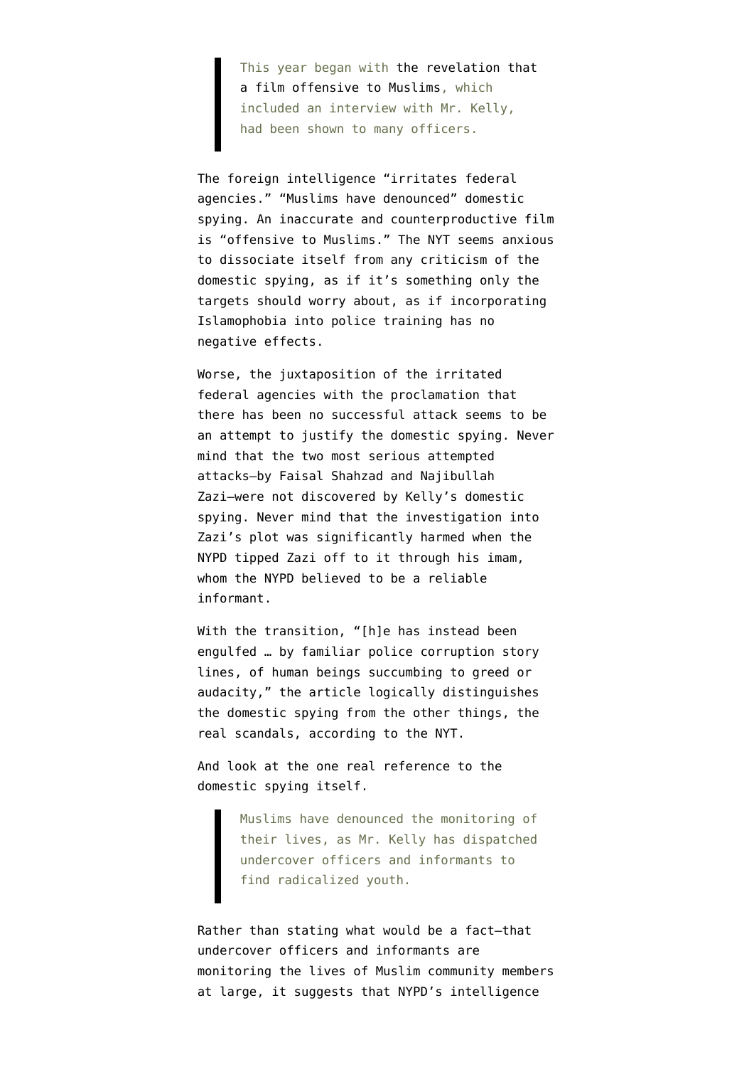> This year began with the revelation that a film offensive to Muslims, which included an interview with Mr. Kelly, had been shown to many officers.

The foreign intelligence "irritates federal agencies." "Muslims have denounced" domestic spying. An inaccurate and counterproductive film is "offensive to Muslims." The NYT seems anxious to dissociate itself from any criticism of the domestic spying, as if it's something only the targets should worry about, as if incorporating Islamophobia into police training has no negative effects.

Worse, the juxtaposition of the irritated federal agencies with the proclamation that there has been no successful attack seems to be an attempt to justify the domestic spying. Never mind that the two most serious attempted attacks–by Faisal Shahzad and Najibullah Zazi–were not discovered by Kelly's domestic spying. Never mind that the investigation into Zazi's plot was significantly harmed when the NYPD tipped Zazi off to it through his imam, whom the NYPD believed to be a reliable informant.

With the transition, "[h]e has instead been engulfed … by familiar police corruption story lines, of human beings succumbing to greed or audacity," the article logically distinguishes the domestic spying from the other things, the real scandals, according to the NYT.

And look at the one real reference to the domestic spying itself.

> Muslims have denounced the monitoring of their lives, as Mr. Kelly has dispatched undercover officers and informants to find radicalized youth.

Rather than stating what would be a fact–that undercover officers and informants are monitoring the lives of Muslim community members at large, it suggests that NYPD's intelligence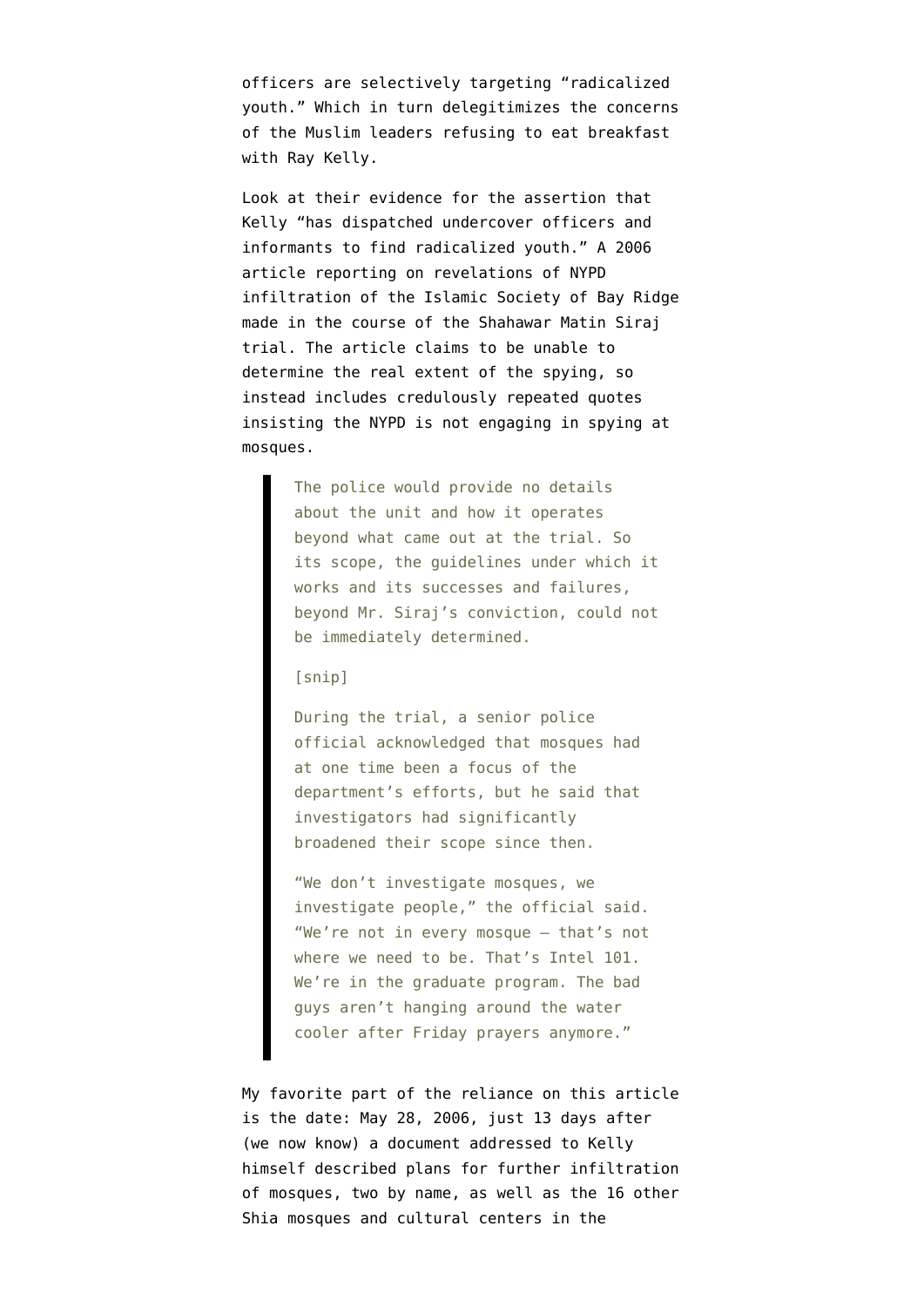officers are selectively targeting "radicalized youth." Which in turn delegitimizes the concerns of the Muslim leaders refusing to eat breakfast with Ray Kelly.

Look at their evidence for the assertion that Kelly "has dispatched undercover officers and informants to find radicalized youth." A 2006 article reporting on revelations of NYPD infiltration of the Islamic Society of Bay Ridge made in the course of the Shahawar Matin Siraj trial. The article claims to be unable to determine the real extent of the spying, so instead includes credulously repeated quotes insisting the NYPD is not engaging in spying at mosques.

> The police would provide no details about the unit and how it operates beyond what came out at the trial. So its scope, the guidelines under which it works and its successes and failures, beyond Mr. Siraj's conviction, could not be immediately determined.
>
> [snip]
>
> During the trial, a senior police official acknowledged that mosques had at one time been a focus of the department's efforts, but he said that investigators had significantly broadened their scope since then.
>
> "We don't investigate mosques, we investigate people," the official said. "We're not in every mosque — that's not where we need to be. That's Intel 101. We're in the graduate program. The bad guys aren't hanging around the water cooler after Friday prayers anymore."

My favorite part of the reliance on this article is the date: May 28, 2006, just 13 days after (we now know) a document addressed to Kelly himself described plans for further infiltration of mosques, two by name, as well as the 16 other Shia mosques and cultural centers in the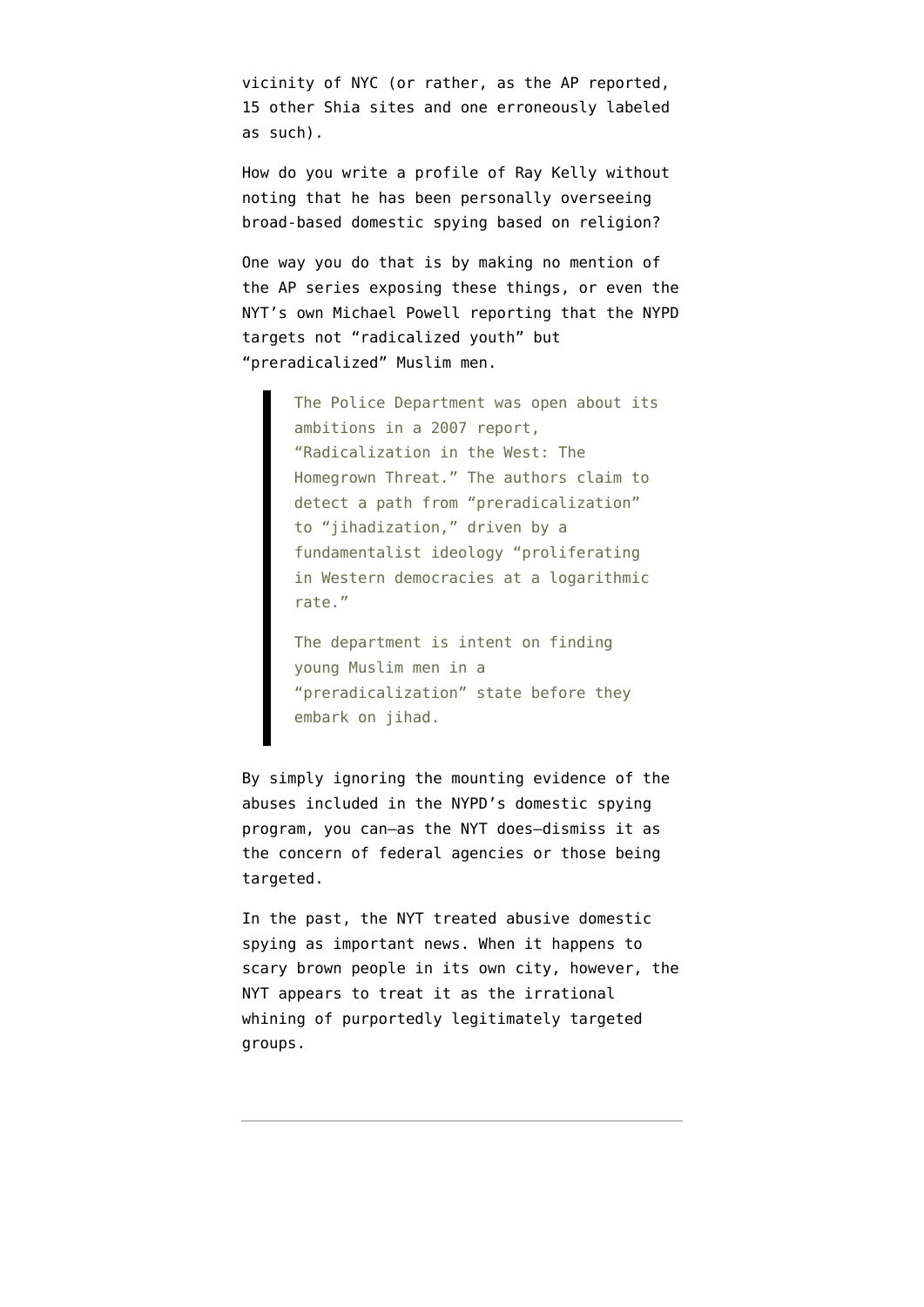vicinity of NYC (or rather, as the AP reported, 15 other Shia sites and one erroneously labeled as such).

How do you write a profile of Ray Kelly without noting that he has been personally overseeing broad-based domestic spying based on religion?

One way you do that is by making no mention of the AP series exposing these things, or even the NYT's own Michael Powell reporting that the NYPD targets not "radicalized youth" but "preradicalized" Muslim men.

> The Police Department was open about its ambitions in a 2007 report, "Radicalization in the West: The Homegrown Threat." The authors claim to detect a path from "preradicalization" to "jihadization," driven by a fundamentalist ideology "proliferating in Western democracies at a logarithmic rate."
>
> The department is intent on finding young Muslim men in a "preradicalization" state before they embark on jihad.

By simply ignoring the mounting evidence of the abuses included in the NYPD's domestic spying program, you can—as the NYT does—dismiss it as the concern of federal agencies or those being targeted.

In the past, the NYT treated abusive domestic spying as important news. When it happens to scary brown people in its own city, however, the NYT appears to treat it as the irrational whining of purportedly legitimately targeted groups.

---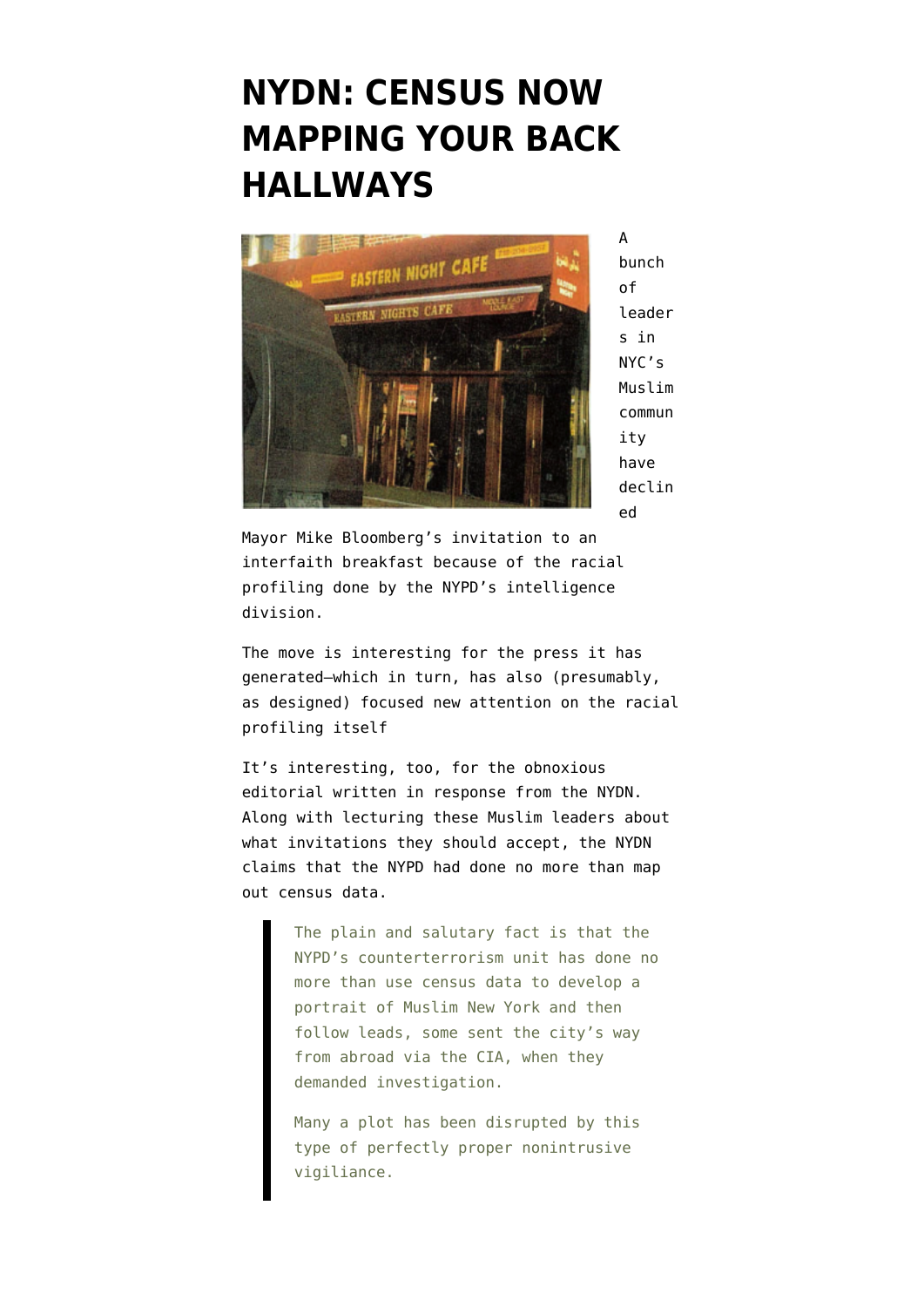# NYDN: CENSUS NOW MAPPING YOUR BACK HALLWAYS

A bunch of leaders in NYC's Muslim community have declined Mayor Mike Bloomberg's invitation to an interfaith breakfast because of the racial profiling done by the NYPD's intelligence division.

The move is interesting for the press it has generated—which in turn, has also (presumably, as designed) focused new attention on the racial profiling itself

It's interesting, too, for the obnoxious editorial written in response from the NYDN. Along with lecturing these Muslim leaders about what invitations they should accept, the NYDN claims that the NYPD had done no more than map out census data.

> The plain and salutary fact is that the NYPD's counterterrorism unit has done no more than use census data to develop a portrait of Muslim New York and then follow leads, some sent the city's way from abroad via the CIA, when they demanded investigation.
>
> Many a plot has been disrupted by this type of perfectly proper nonintrusive vigiliance.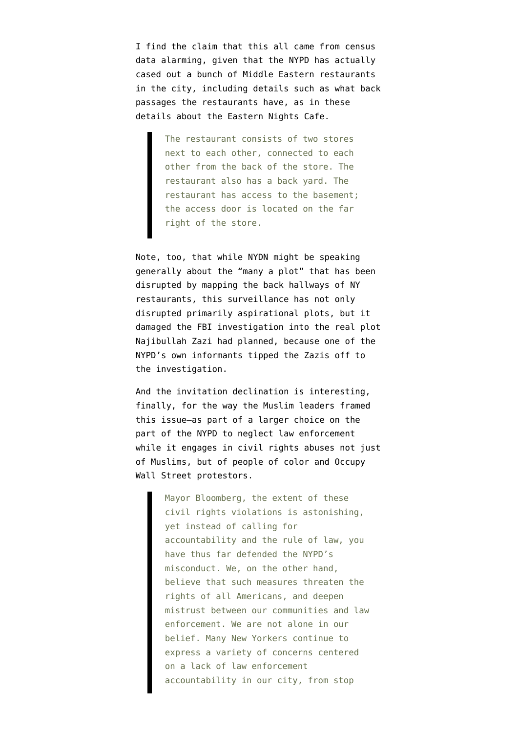I find the claim that this all came from census data alarming, given that the NYPD has actually cased out a bunch of Middle Eastern restaurants in the city, including details such as what back passages the restaurants have, as in these details about the Eastern Nights Cafe.

> The restaurant consists of two stores next to each other, connected to each other from the back of the store. The restaurant also has a back yard. The restaurant has access to the basement; the access door is located on the far right of the store.

Note, too, that while NYDN might be speaking generally about the "many a plot" that has been disrupted by mapping the back hallways of NY restaurants, this surveillance has not only disrupted primarily aspirational plots, but it damaged the FBI investigation into the real plot Najibullah Zazi had planned, because one of the NYPD's own informants tipped the Zazis off to the investigation.

And the invitation declination is interesting, finally, for the way the Muslim leaders framed this issue—as part of a larger choice on the part of the NYPD to neglect law enforcement while it engages in civil rights abuses not just of Muslims, but of people of color and Occupy Wall Street protestors.

> Mayor Bloomberg, the extent of these civil rights violations is astonishing, yet instead of calling for accountability and the rule of law, you have thus far defended the NYPD's misconduct. We, on the other hand, believe that such measures threaten the rights of all Americans, and deepen mistrust between our communities and law enforcement. We are not alone in our belief. Many New Yorkers continue to express a variety of concerns centered on a lack of law enforcement accountability in our city, from stop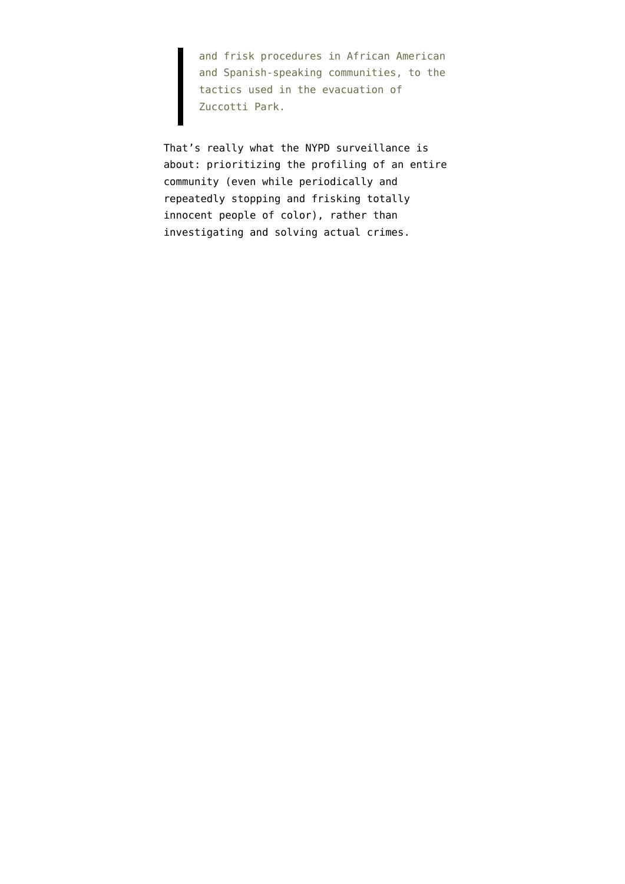> and frisk procedures in African American and Spanish-speaking communities, to the tactics used in the evacuation of Zuccotti Park.

That’s really what the NYPD surveillance is about: prioritizing the profiling of an entire community (even while periodically and repeatedly stopping and frisking totally innocent people of color), rather than investigating and solving actual crimes.